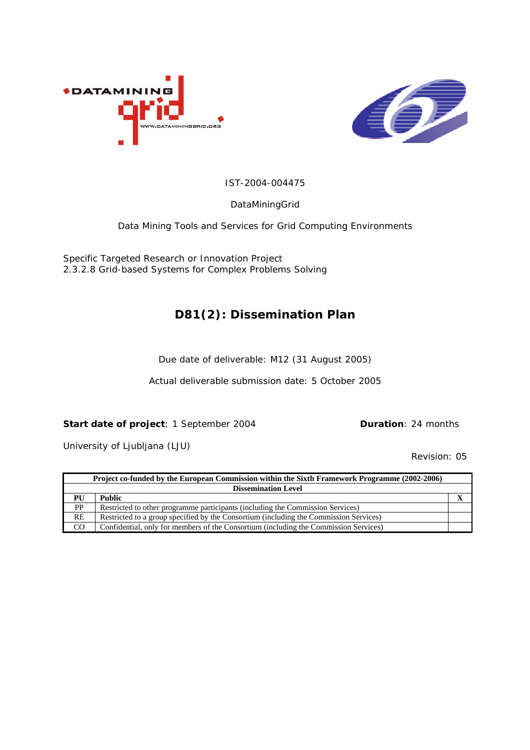IST-2004-004475

DataMiningGrid

Data Mining Tools and Services for Grid Computing Environments

Specific Targeted Research or Innovation Project
2.3.2.8 Grid-based Systems for Complex Problems Solving

# D81(2): Dissemination Plan

Due date of deliverable: M12 (31 August 2005)

Actual deliverable submission date: 5 October 2005

**Start date of project**: 1 September 2004 **Duration**: 24 months

University of Ljubljana (LJU)

Revision: 05

| Project co-funded by the European Commission within the Sixth Framework Programme (2002-2006) | | |
|---|---|---|
| **Dissemination Level** | | |
| **PU** | **Public** | **X** |
| PP | Restricted to other programme participants (including the Commission Services) | |
| RE | Restricted to a group specified by the Consortium (including the Commission Services) | |
| CO | Confidential, only for members of the Consortium (including the Commission Services) | |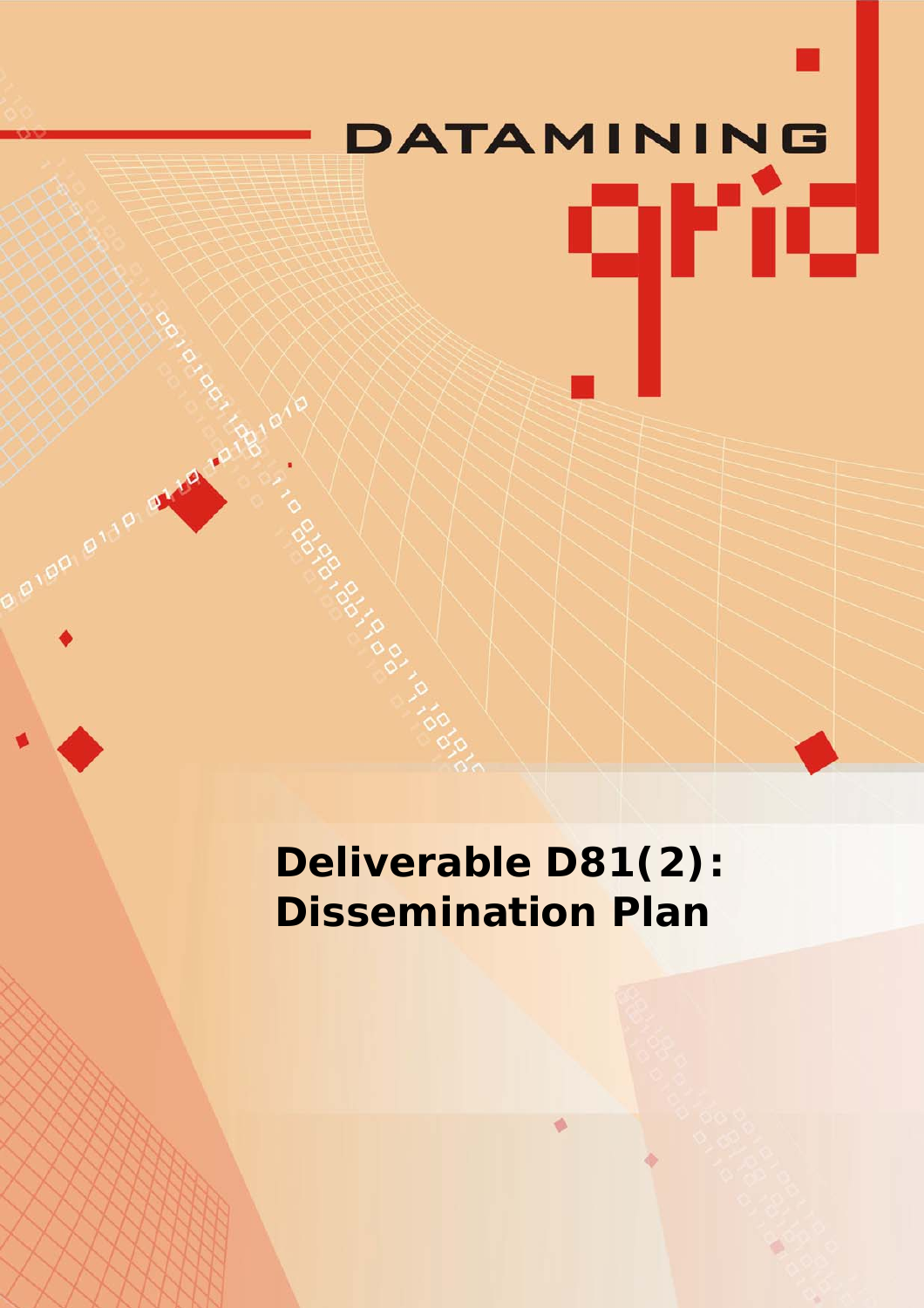DATAMINING grid

# Deliverable D81(2): Dissemination Plan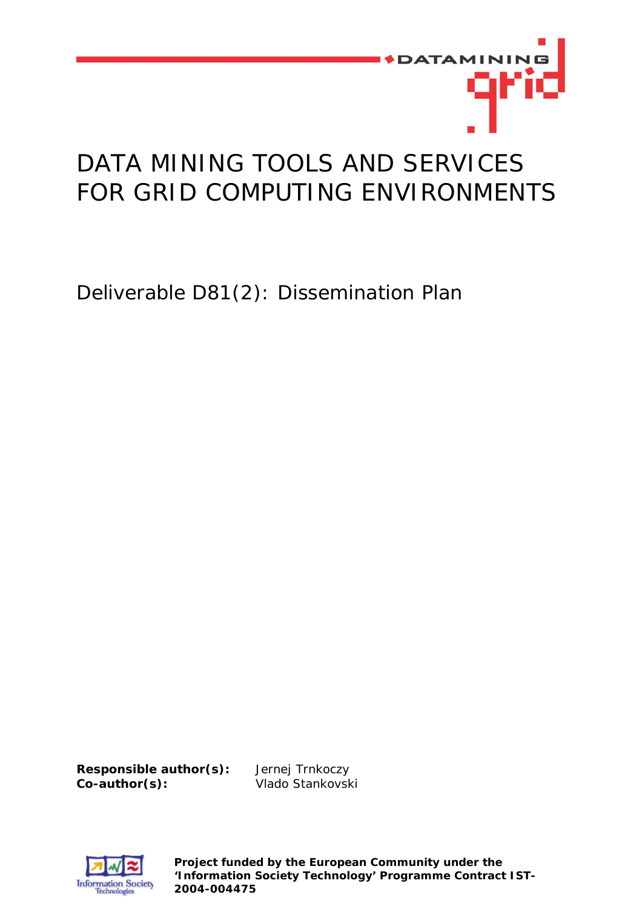# DATA MINING TOOLS AND SERVICES FOR GRID COMPUTING ENVIRONMENTS

## Deliverable D81(2): Dissemination Plan

**Responsible author(s):** Jernej Trnkoczy
**Co-author(s):** Vlado Stankovski

**Project funded by the European Community under the 'Information Society Technology' Programme Contract IST-2004-004475**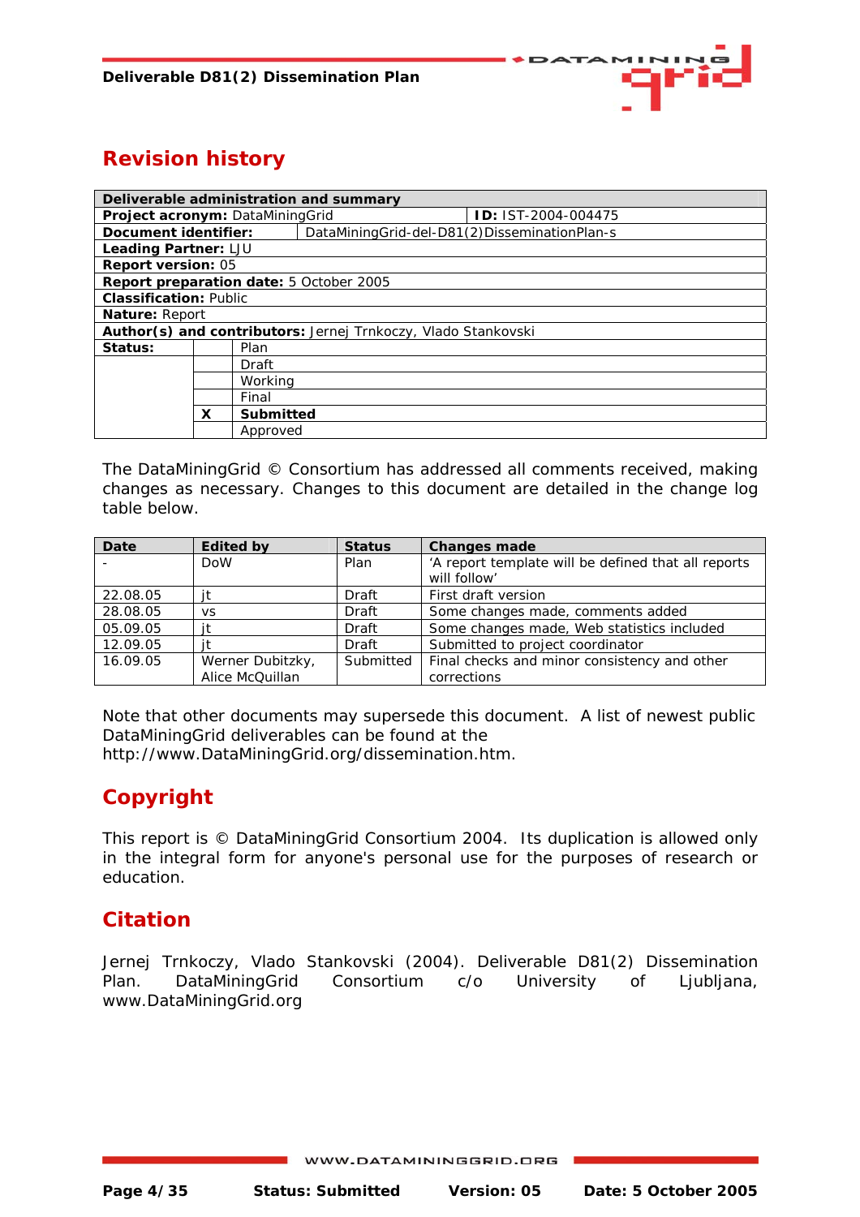## Revision history

| Deliverable administration and summary | | |
|---|---|---|
| **Project acronym:** DataMiningGrid | | **ID:** IST-2004-004475 |
| **Document identifier:** | DataMiningGrid-del-D81(2)DisseminationPlan-s | |
| **Leading Partner:** LJU | | |
| **Report version:** 05 | | |
| **Report preparation date:** 5 October 2005 | | |
| **Classification:** Public | | |
| **Nature:** Report | | |
| **Author(s) and contributors:** Jernej Trnkoczy, Vlado Stankovski | | |
| **Status:** | | Plan |
| | | Draft |
| | | Working |
| | | Final |
| | **X** | **Submitted** |
| | | Approved |

The DataMiningGrid © Consortium has addressed all comments received, making changes as necessary. Changes to this document are detailed in the change log table below.

| Date | Edited by | Status | Changes made |
|---|---|---|---|
| - | DoW | Plan | 'A report template will be defined that all reports will follow' |
| 22.08.05 | jt | Draft | First draft version |
| 28.08.05 | vs | Draft | Some changes made, comments added |
| 05.09.05 | jt | Draft | Some changes made, Web statistics included |
| 12.09.05 | jt | Draft | Submitted to project coordinator |
| 16.09.05 | Werner Dubitzky, Alice McQuillan | Submitted | Final checks and minor consistency and other corrections |

Note that other documents may supersede this document. A list of newest public DataMiningGrid deliverables can be found at the http://www.DataMiningGrid.org/dissemination.htm.

## Copyright

This report is © DataMiningGrid Consortium 2004. Its duplication is allowed only in the integral form for anyone's personal use for the purposes of research or education.

## Citation

Jernej Trnkoczy, Vlado Stankovski (2004). Deliverable D81(2) Dissemination Plan. DataMiningGrid Consortium c/o University of Ljubljana, www.DataMiningGrid.org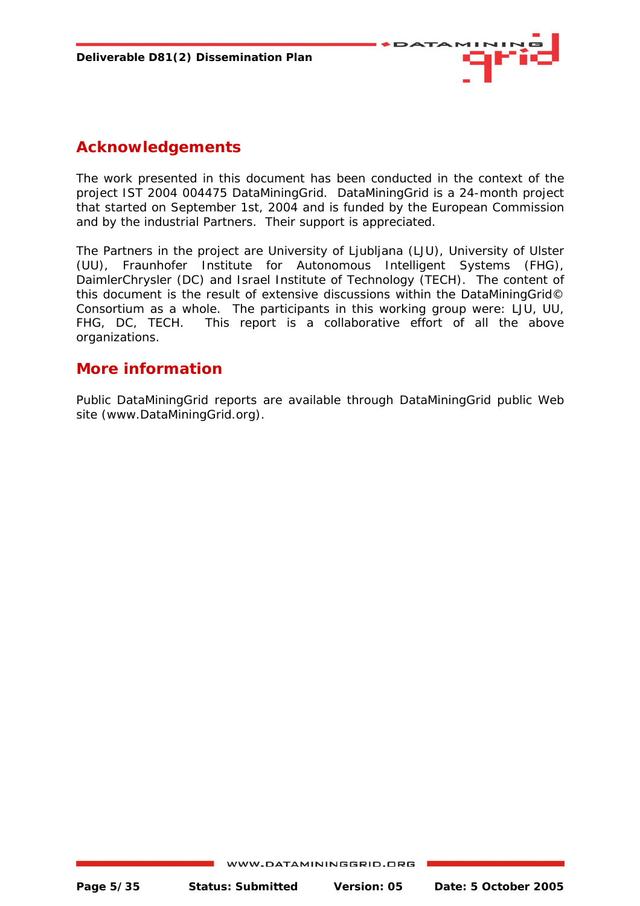## Acknowledgements

The work presented in this document has been conducted in the context of the project IST 2004 004475 DataMiningGrid. DataMiningGrid is a 24-month project that started on September 1st, 2004 and is funded by the European Commission and by the industrial Partners. Their support is appreciated.

The Partners in the project are University of Ljubljana (LJU), University of Ulster (UU), Fraunhofer Institute for Autonomous Intelligent Systems (FHG), DaimlerChrysler (DC) and Israel Institute of Technology (TECH). The content of this document is the result of extensive discussions within the DataMiningGrid© Consortium as a whole. The participants in this working group were: LJU, UU, FHG, DC, TECH. This report is a collaborative effort of all the above organizations.

## More information

Public DataMiningGrid reports are available through DataMiningGrid public Web site (www.DataMiningGrid.org).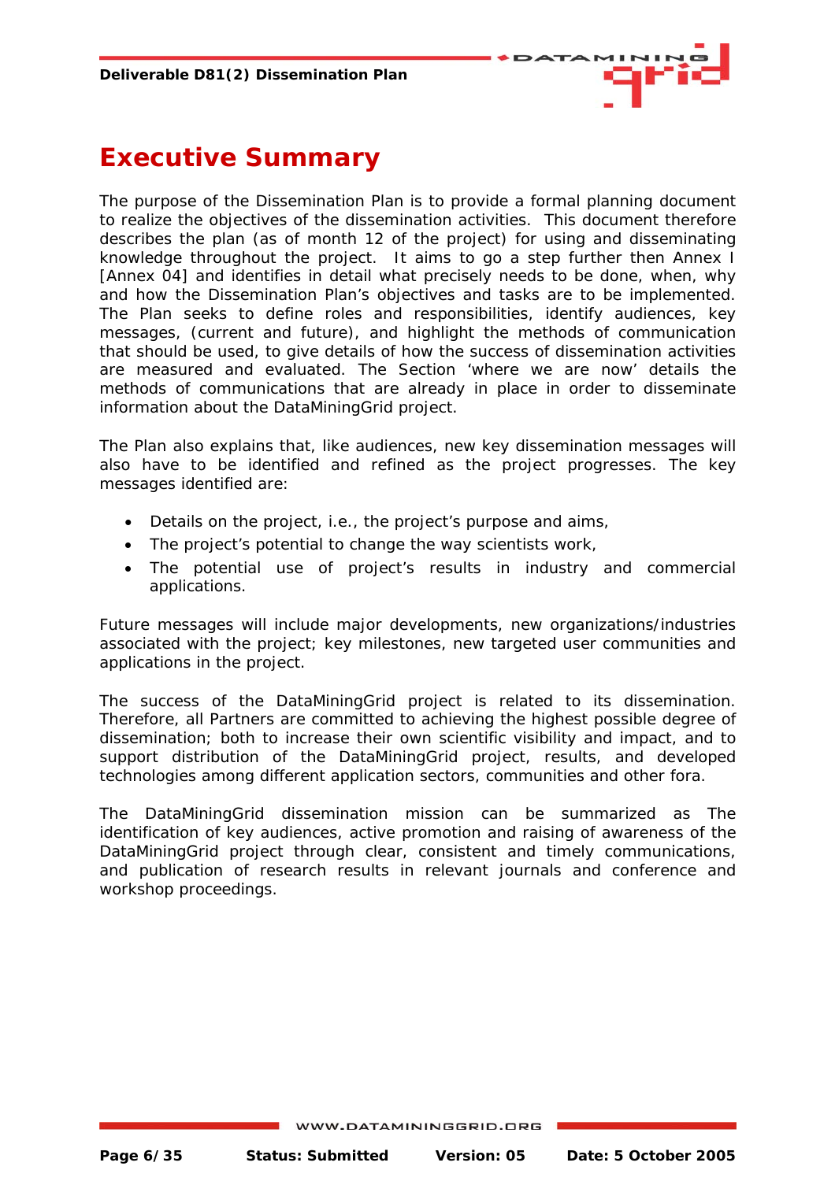# Executive Summary

The purpose of the Dissemination Plan is to provide a formal planning document to realize the objectives of the dissemination activities. This document therefore describes the plan (as of month 12 of the project) for using and disseminating knowledge throughout the project. It aims to go a step further then Annex I [Annex 04] and identifies in detail what precisely needs to be done, when, why and how the Dissemination Plan's objectives and tasks are to be implemented. The Plan seeks to define roles and responsibilities, identify audiences, key messages, (current and future), and highlight the methods of communication that should be used, to give details of how the success of dissemination activities are measured and evaluated. The Section 'where we are now' details the methods of communications that are already in place in order to disseminate information about the DataMiningGrid project.

The Plan also explains that, like audiences, new key dissemination messages will also have to be identified and refined as the project progresses. The key messages identified are:

- Details on the project, i.e., the project's purpose and aims,
- The project's potential to change the way scientists work,
- The potential use of project's results in industry and commercial applications.

Future messages will include major developments, new organizations/industries associated with the project; key milestones, new targeted user communities and applications in the project.

The success of the DataMiningGrid project is related to its dissemination. Therefore, all Partners are committed to achieving the highest possible degree of dissemination; both to increase their own scientific visibility and impact, and to support distribution of the DataMiningGrid project, results, and developed technologies among different application sectors, communities and other fora.

The DataMiningGrid dissemination mission can be summarized as The identification of key audiences, active promotion and raising of awareness of the DataMiningGrid project through clear, consistent and timely communications, and publication of research results in relevant journals and conference and workshop proceedings.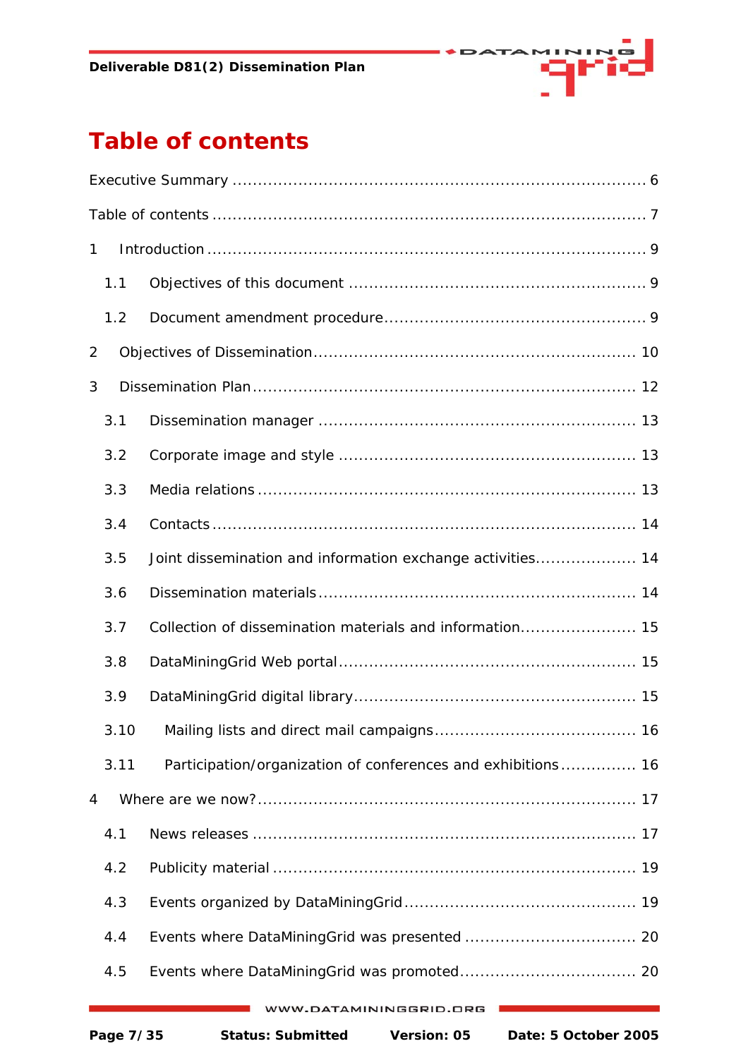# Table of contents

Executive Summary ................................................................................. 6

Table of contents ..................................................................................... 7

1 Introduction ........................................................................................ 9

1.1 Objectives of this document .......................................................... 9

1.2 Document amendment procedure.................................................. 9

2 Objectives of Dissemination................................................................ 10

3 Dissemination Plan ............................................................................ 12

3.1 Dissemination manager ............................................................... 13

3.2 Corporate image and style .......................................................... 13

3.3 Media relations ........................................................................... 13

3.4 Contacts ..................................................................................... 14

3.5 Joint dissemination and information exchange activities.................... 14

3.6 Dissemination materials .............................................................. 14

3.7 Collection of dissemination materials and information....................... 15

3.8 DataMiningGrid Web portal .......................................................... 15

3.9 DataMiningGrid digital library....................................................... 15

3.10 Mailing lists and direct mail campaigns ........................................ 16

3.11 Participation/organization of conferences and exhibitions ............... 16

4 Where are we now?........................................................................... 17

4.1 News releases ............................................................................ 17

4.2 Publicity material ....................................................................... 19

4.3 Events organized by DataMiningGrid ............................................. 19

4.4 Events where DataMiningGrid was presented .................................. 20

4.5 Events where DataMiningGrid was promoted................................... 20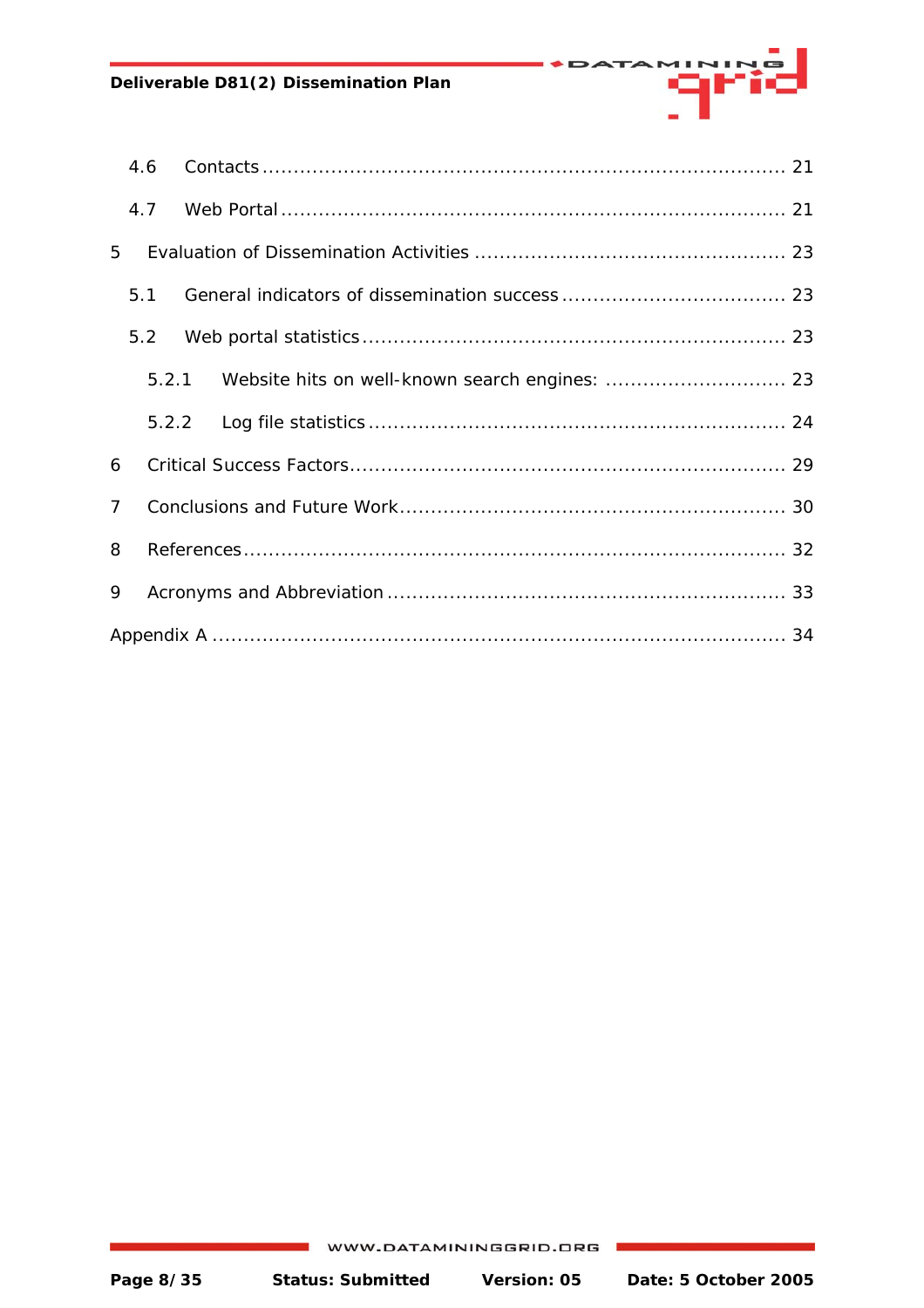4.6 Contacts ........................................................................... 21

4.7 Web Portal ......................................................................... 21

5 Evaluation of Dissemination Activities ............................................ 23

5.1 General indicators of dissemination success ..................................... 23

5.2 Web portal statistics .............................................................. 23

5.2.1 Website hits on well-known search engines: ............................... 23

5.2.2 Log file statistics ............................................................. 24

6 Critical Success Factors ............................................................ 29

7 Conclusions and Future Work ....................................................... 30

8 References ........................................................................... 32

9 Acronyms and Abbreviation ......................................................... 33

Appendix A ............................................................................. 34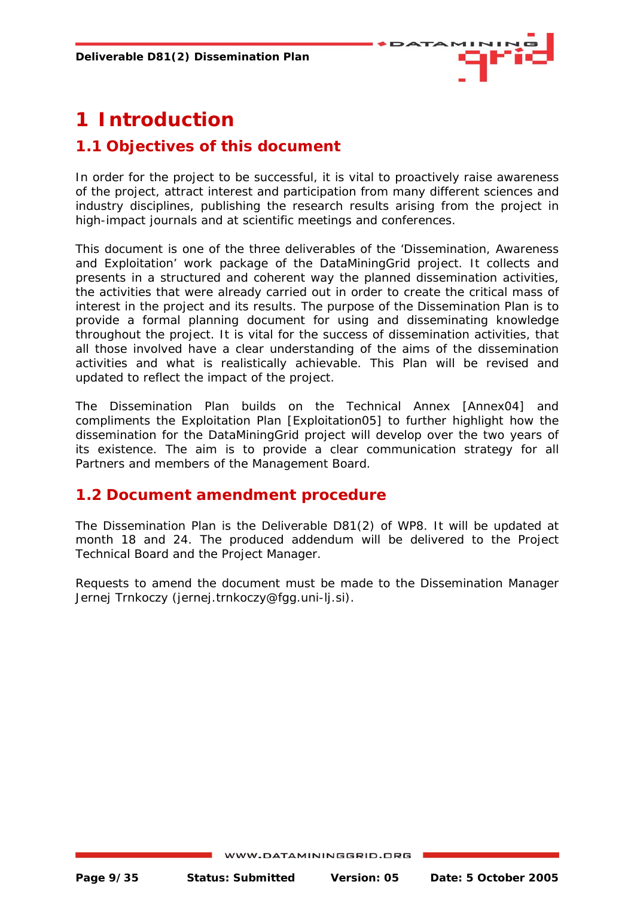# 1 Introduction

## 1.1 Objectives of this document

In order for the project to be successful, it is vital to proactively raise awareness of the project, attract interest and participation from many different sciences and industry disciplines, publishing the research results arising from the project in high-impact journals and at scientific meetings and conferences.

This document is one of the three deliverables of the 'Dissemination, Awareness and Exploitation' work package of the DataMiningGrid project. It collects and presents in a structured and coherent way the planned dissemination activities, the activities that were already carried out in order to create the critical mass of interest in the project and its results. The purpose of the Dissemination Plan is to provide a formal planning document for using and disseminating knowledge throughout the project. It is vital for the success of dissemination activities, that all those involved have a clear understanding of the aims of the dissemination activities and what is realistically achievable. This Plan will be revised and updated to reflect the impact of the project.

The Dissemination Plan builds on the Technical Annex [Annex04] and compliments the Exploitation Plan [Exploitation05] to further highlight how the dissemination for the DataMiningGrid project will develop over the two years of its existence. The aim is to provide a clear communication strategy for all Partners and members of the Management Board.

## 1.2 Document amendment procedure

The Dissemination Plan is the Deliverable D81(2) of WP8. It will be updated at month 18 and 24. The produced addendum will be delivered to the Project Technical Board and the Project Manager.

Requests to amend the document must be made to the Dissemination Manager Jernej Trnkoczy (jernej.trnkoczy@fgg.uni-lj.si).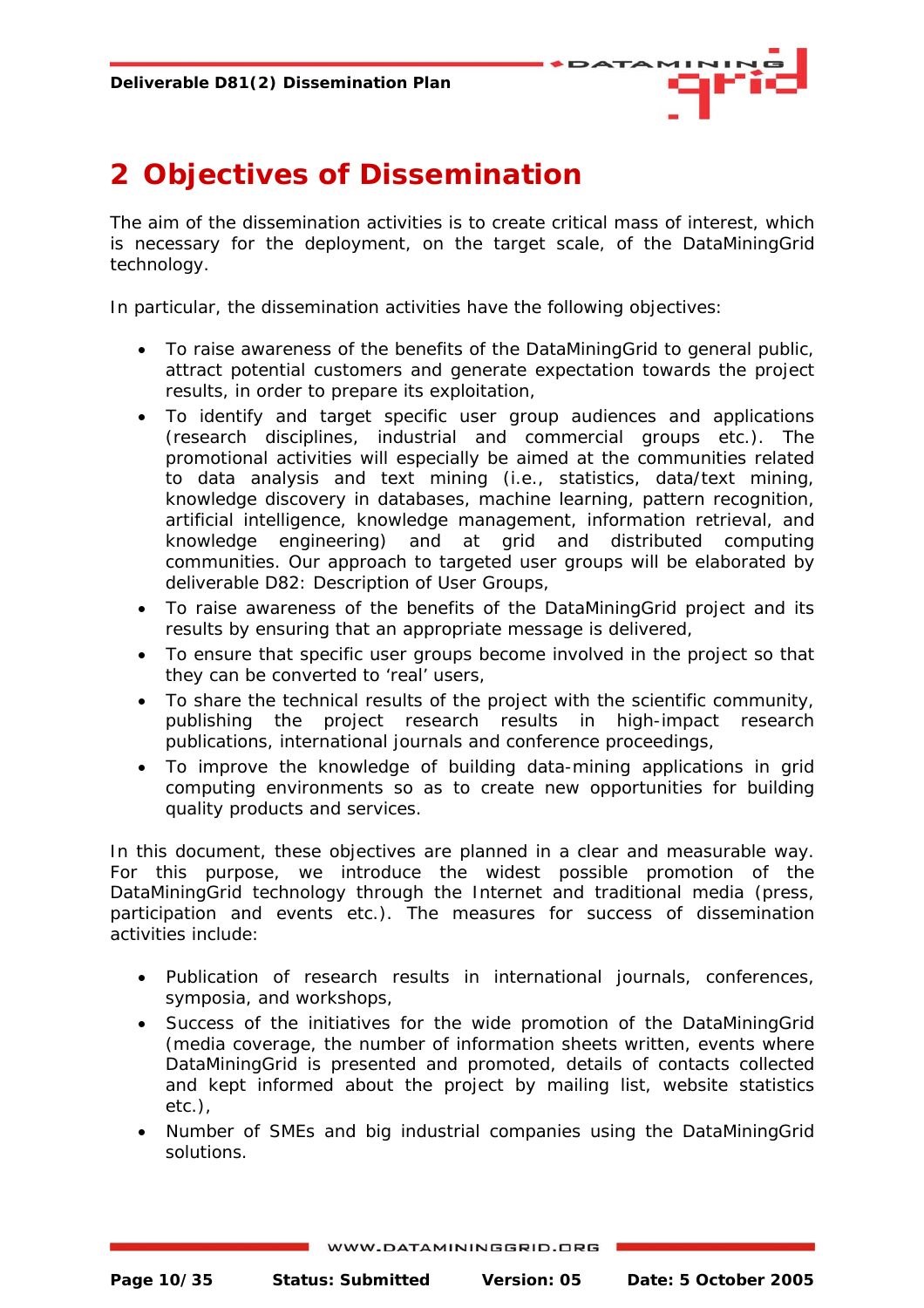# 2 Objectives of Dissemination

The aim of the dissemination activities is to create critical mass of interest, which is necessary for the deployment, on the target scale, of the DataMiningGrid technology.

In particular, the dissemination activities have the following objectives:

- To raise awareness of the benefits of the DataMiningGrid to general public, attract potential customers and generate expectation towards the project results, in order to prepare its exploitation,
- To identify and target specific user group audiences and applications (research disciplines, industrial and commercial groups etc.). The promotional activities will especially be aimed at the communities related to data analysis and text mining (i.e., statistics, data/text mining, knowledge discovery in databases, machine learning, pattern recognition, artificial intelligence, knowledge management, information retrieval, and knowledge engineering) and at grid and distributed computing communities. Our approach to targeted user groups will be elaborated by deliverable D82: Description of User Groups,
- To raise awareness of the benefits of the DataMiningGrid project and its results by ensuring that an appropriate message is delivered,
- To ensure that specific user groups become involved in the project so that they can be converted to 'real' users,
- To share the technical results of the project with the scientific community, publishing the project research results in high-impact research publications, international journals and conference proceedings,
- To improve the knowledge of building data-mining applications in grid computing environments so as to create new opportunities for building quality products and services.

In this document, these objectives are planned in a clear and measurable way. For this purpose, we introduce the widest possible promotion of the DataMiningGrid technology through the Internet and traditional media (press, participation and events etc.). The measures for success of dissemination activities include:

- Publication of research results in international journals, conferences, symposia, and workshops,
- Success of the initiatives for the wide promotion of the DataMiningGrid (media coverage, the number of information sheets written, events where DataMiningGrid is presented and promoted, details of contacts collected and kept informed about the project by mailing list, website statistics etc.),
- Number of SMEs and big industrial companies using the DataMiningGrid solutions.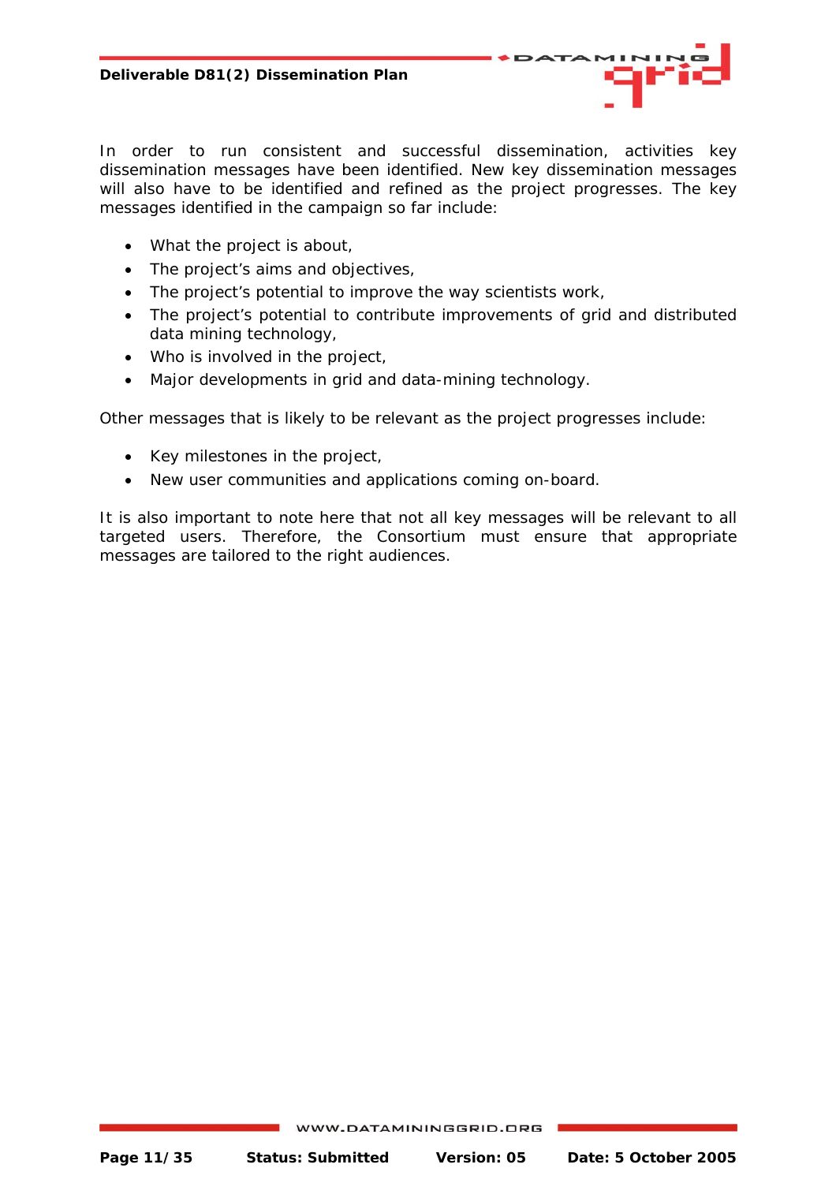In order to run consistent and successful dissemination, activities key dissemination messages have been identified. New key dissemination messages will also have to be identified and refined as the project progresses. The key messages identified in the campaign so far include:

- What the project is about,
- The project's aims and objectives,
- The project's potential to improve the way scientists work,
- The project's potential to contribute improvements of grid and distributed data mining technology,
- Who is involved in the project,
- Major developments in grid and data-mining technology.

Other messages that is likely to be relevant as the project progresses include:

- Key milestones in the project,
- New user communities and applications coming on-board.

It is also important to note here that not all key messages will be relevant to all targeted users. Therefore, the Consortium must ensure that appropriate messages are tailored to the right audiences.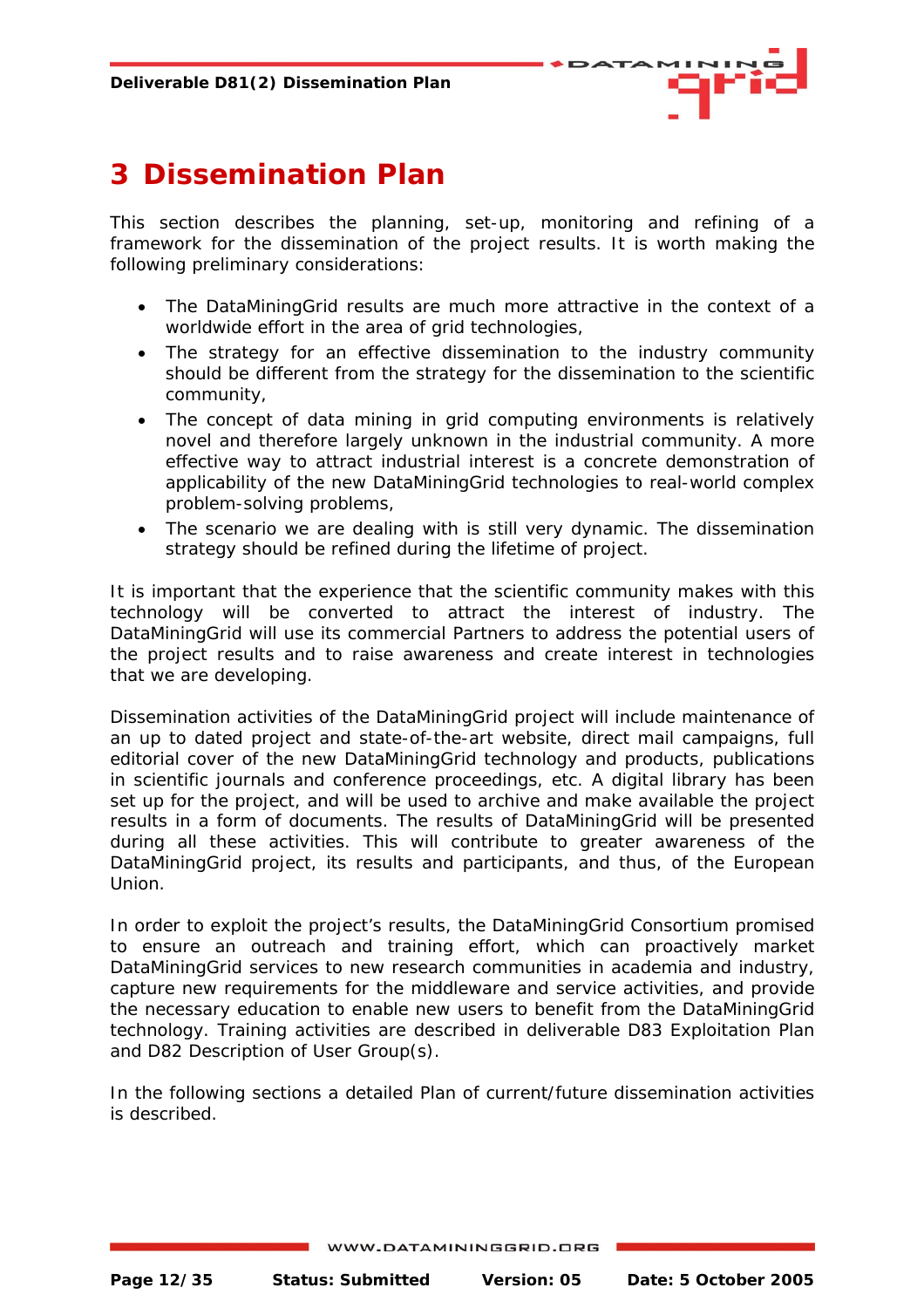# 3 Dissemination Plan

This section describes the planning, set-up, monitoring and refining of a framework for the dissemination of the project results. It is worth making the following preliminary considerations:

- The DataMiningGrid results are much more attractive in the context of a worldwide effort in the area of grid technologies,
- The strategy for an effective dissemination to the industry community should be different from the strategy for the dissemination to the scientific community,
- The concept of data mining in grid computing environments is relatively novel and therefore largely unknown in the industrial community. A more effective way to attract industrial interest is a concrete demonstration of applicability of the new DataMiningGrid technologies to real-world complex problem-solving problems,
- The scenario we are dealing with is still very dynamic. The dissemination strategy should be refined during the lifetime of project.

It is important that the experience that the scientific community makes with this technology will be converted to attract the interest of industry. The DataMiningGrid will use its commercial Partners to address the potential users of the project results and to raise awareness and create interest in technologies that we are developing.

Dissemination activities of the DataMiningGrid project will include maintenance of an up to dated project and state-of-the-art website, direct mail campaigns, full editorial cover of the new DataMiningGrid technology and products, publications in scientific journals and conference proceedings, etc. A digital library has been set up for the project, and will be used to archive and make available the project results in a form of documents. The results of DataMiningGrid will be presented during all these activities. This will contribute to greater awareness of the DataMiningGrid project, its results and participants, and thus, of the European Union.

In order to exploit the project's results, the DataMiningGrid Consortium promised to ensure an outreach and training effort, which can proactively market DataMiningGrid services to new research communities in academia and industry, capture new requirements for the middleware and service activities, and provide the necessary education to enable new users to benefit from the DataMiningGrid technology. Training activities are described in deliverable D83 Exploitation Plan and D82 Description of User Group(s).

In the following sections a detailed Plan of current/future dissemination activities is described.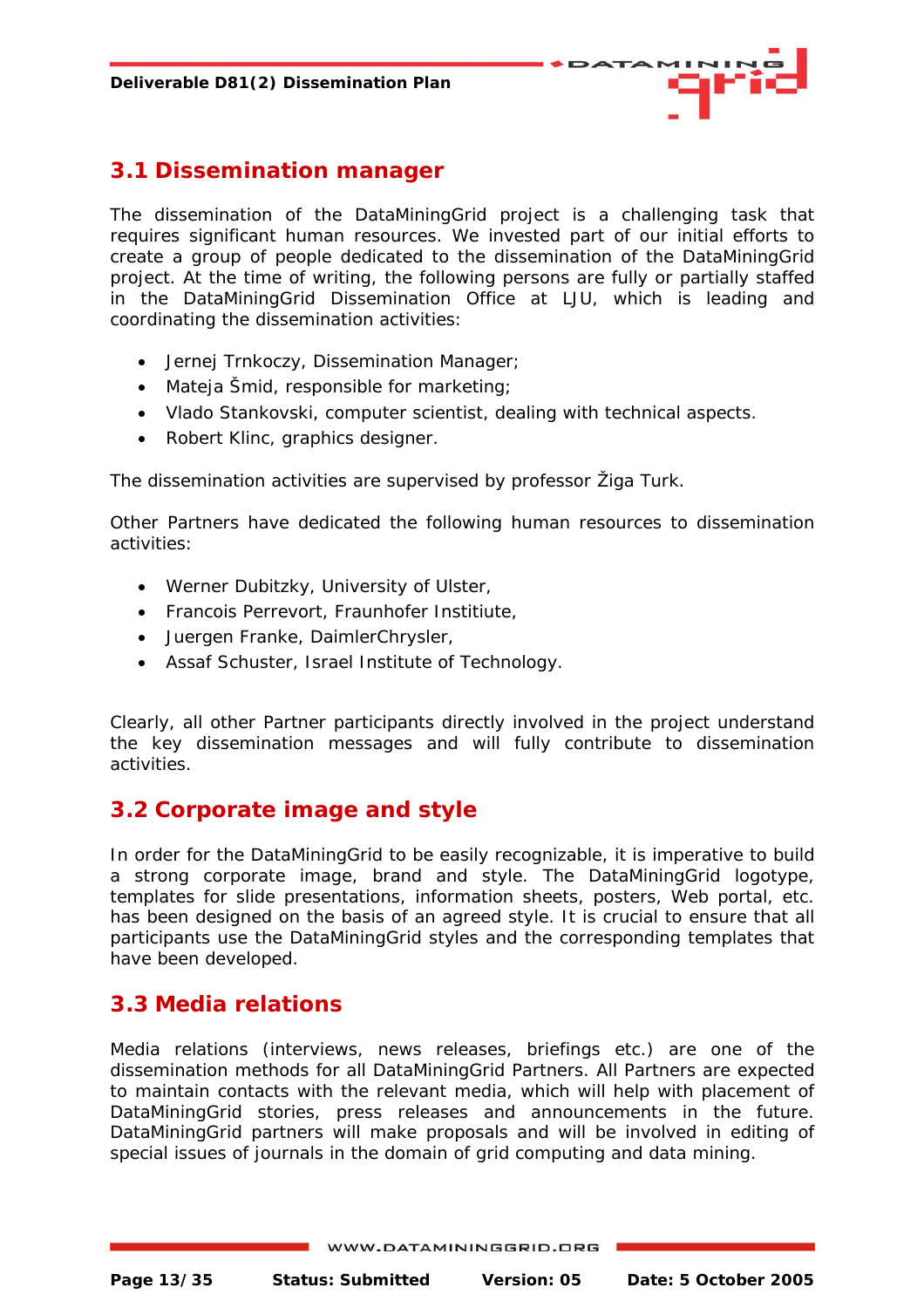## 3.1 Dissemination manager

The dissemination of the DataMiningGrid project is a challenging task that requires significant human resources. We invested part of our initial efforts to create a group of people dedicated to the dissemination of the DataMiningGrid project. At the time of writing, the following persons are fully or partially staffed in the DataMiningGrid Dissemination Office at LJU, which is leading and coordinating the dissemination activities:

- Jernej Trnkoczy, Dissemination Manager;
- Mateja Šmid, responsible for marketing;
- Vlado Stankovski, computer scientist, dealing with technical aspects.
- Robert Klinc, graphics designer.

The dissemination activities are supervised by professor Žiga Turk.

Other Partners have dedicated the following human resources to dissemination activities:

- Werner Dubitzky, University of Ulster,
- Francois Perrevort, Fraunhofer Institiute,
- Juergen Franke, DaimlerChrysler,
- Assaf Schuster, Israel Institute of Technology.

Clearly, all other Partner participants directly involved in the project understand the key dissemination messages and will fully contribute to dissemination activities.

## 3.2 Corporate image and style

In order for the DataMiningGrid to be easily recognizable, it is imperative to build a strong corporate image, brand and style. The DataMiningGrid logotype, templates for slide presentations, information sheets, posters, Web portal, etc. has been designed on the basis of an agreed style. It is crucial to ensure that all participants use the DataMiningGrid styles and the corresponding templates that have been developed.

## 3.3 Media relations

Media relations (interviews, news releases, briefings etc.) are one of the dissemination methods for all DataMiningGrid Partners. All Partners are expected to maintain contacts with the relevant media, which will help with placement of DataMiningGrid stories, press releases and announcements in the future. DataMiningGrid partners will make proposals and will be involved in editing of special issues of journals in the domain of grid computing and data mining.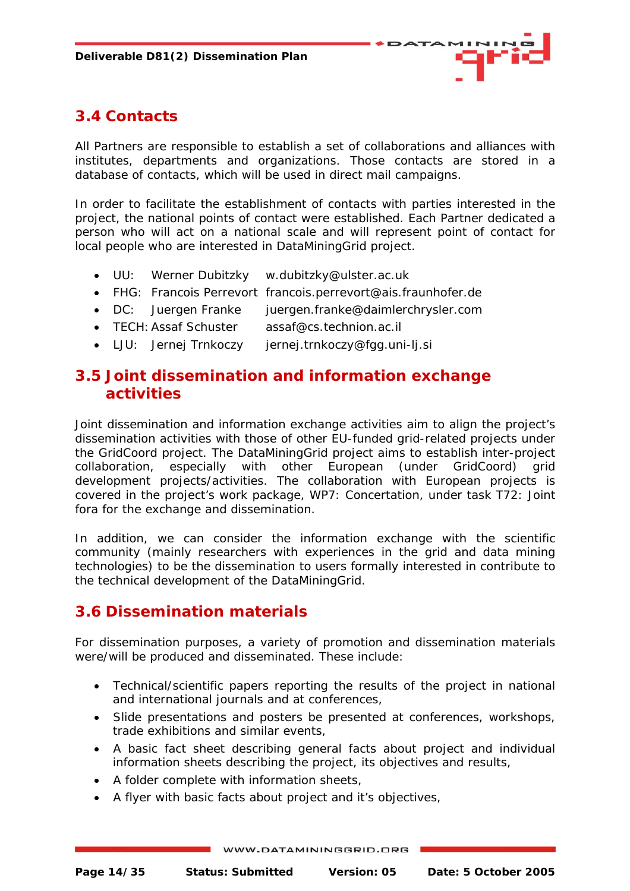## 3.4 Contacts

All Partners are responsible to establish a set of collaborations and alliances with institutes, departments and organizations. Those contacts are stored in a database of contacts, which will be used in direct mail campaigns.

In order to facilitate the establishment of contacts with parties interested in the project, the national points of contact were established. Each Partner dedicated a person who will act on a national scale and will represent point of contact for local people who are interested in DataMiningGrid project.

- UU: Werner Dubitzky w.dubitzky@ulster.ac.uk
- FHG: Francois Perrevort francois.perrevort@ais.fraunhofer.de
- DC: Juergen Franke juergen.franke@daimlerchrysler.com
- TECH: Assaf Schuster assaf@cs.technion.ac.il
- LJU: Jernej Trnkoczy jernej.trnkoczy@fgg.uni-lj.si

## 3.5 Joint dissemination and information exchange activities

Joint dissemination and information exchange activities aim to align the project's dissemination activities with those of other EU-funded grid-related projects under the GridCoord project. The DataMiningGrid project aims to establish inter-project collaboration, especially with other European (under GridCoord) grid development projects/activities. The collaboration with European projects is covered in the project's work package, WP7: Concertation, under task T72: Joint fora for the exchange and dissemination.

In addition, we can consider the information exchange with the scientific community (mainly researchers with experiences in the grid and data mining technologies) to be the dissemination to users formally interested in contribute to the technical development of the DataMiningGrid.

## 3.6 Dissemination materials

For dissemination purposes, a variety of promotion and dissemination materials were/will be produced and disseminated. These include:

- Technical/scientific papers reporting the results of the project in national and international journals and at conferences,
- Slide presentations and posters be presented at conferences, workshops, trade exhibitions and similar events,
- A basic fact sheet describing general facts about project and individual information sheets describing the project, its objectives and results,
- A folder complete with information sheets,
- A flyer with basic facts about project and it's objectives,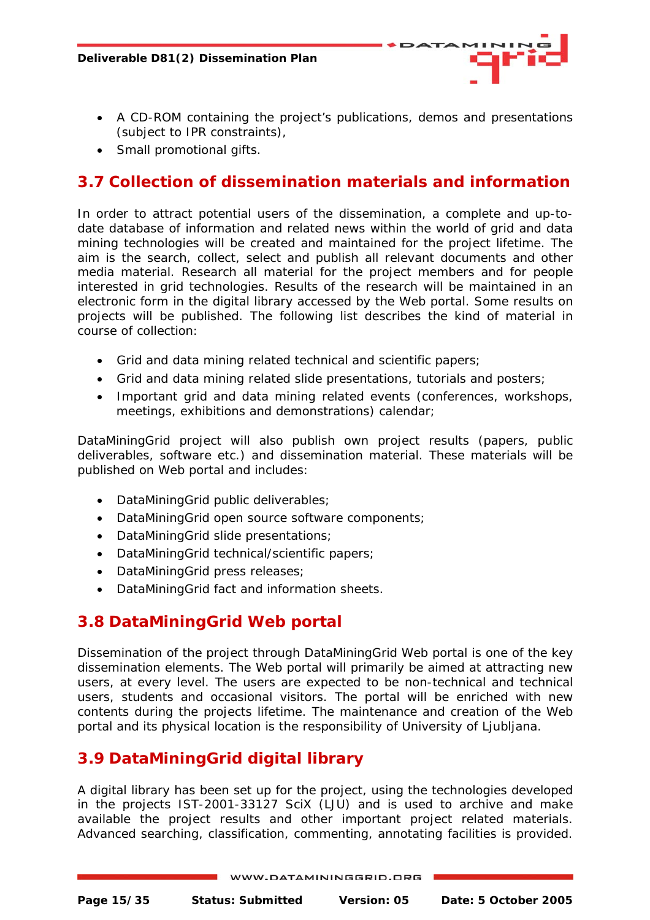- A CD-ROM containing the project's publications, demos and presentations (subject to IPR constraints),
- Small promotional gifts.

## 3.7 Collection of dissemination materials and information

In order to attract potential users of the dissemination, a complete and up-to-date database of information and related news within the world of grid and data mining technologies will be created and maintained for the project lifetime. The aim is the search, collect, select and publish all relevant documents and other media material. Research all material for the project members and for people interested in grid technologies. Results of the research will be maintained in an electronic form in the digital library accessed by the Web portal. Some results on projects will be published. The following list describes the kind of material in course of collection:

- Grid and data mining related technical and scientific papers;
- Grid and data mining related slide presentations, tutorials and posters;
- Important grid and data mining related events (conferences, workshops, meetings, exhibitions and demonstrations) calendar;

DataMiningGrid project will also publish own project results (papers, public deliverables, software etc.) and dissemination material. These materials will be published on Web portal and includes:

- DataMiningGrid public deliverables;
- DataMiningGrid open source software components;
- DataMiningGrid slide presentations;
- DataMiningGrid technical/scientific papers;
- DataMiningGrid press releases;
- DataMiningGrid fact and information sheets.

## 3.8 DataMiningGrid Web portal

Dissemination of the project through DataMiningGrid Web portal is one of the key dissemination elements. The Web portal will primarily be aimed at attracting new users, at every level. The users are expected to be non-technical and technical users, students and occasional visitors. The portal will be enriched with new contents during the projects lifetime. The maintenance and creation of the Web portal and its physical location is the responsibility of University of Ljubljana.

## 3.9 DataMiningGrid digital library

A digital library has been set up for the project, using the technologies developed in the projects IST-2001-33127 SciX (LJU) and is used to archive and make available the project results and other important project related materials. Advanced searching, classification, commenting, annotating facilities is provided.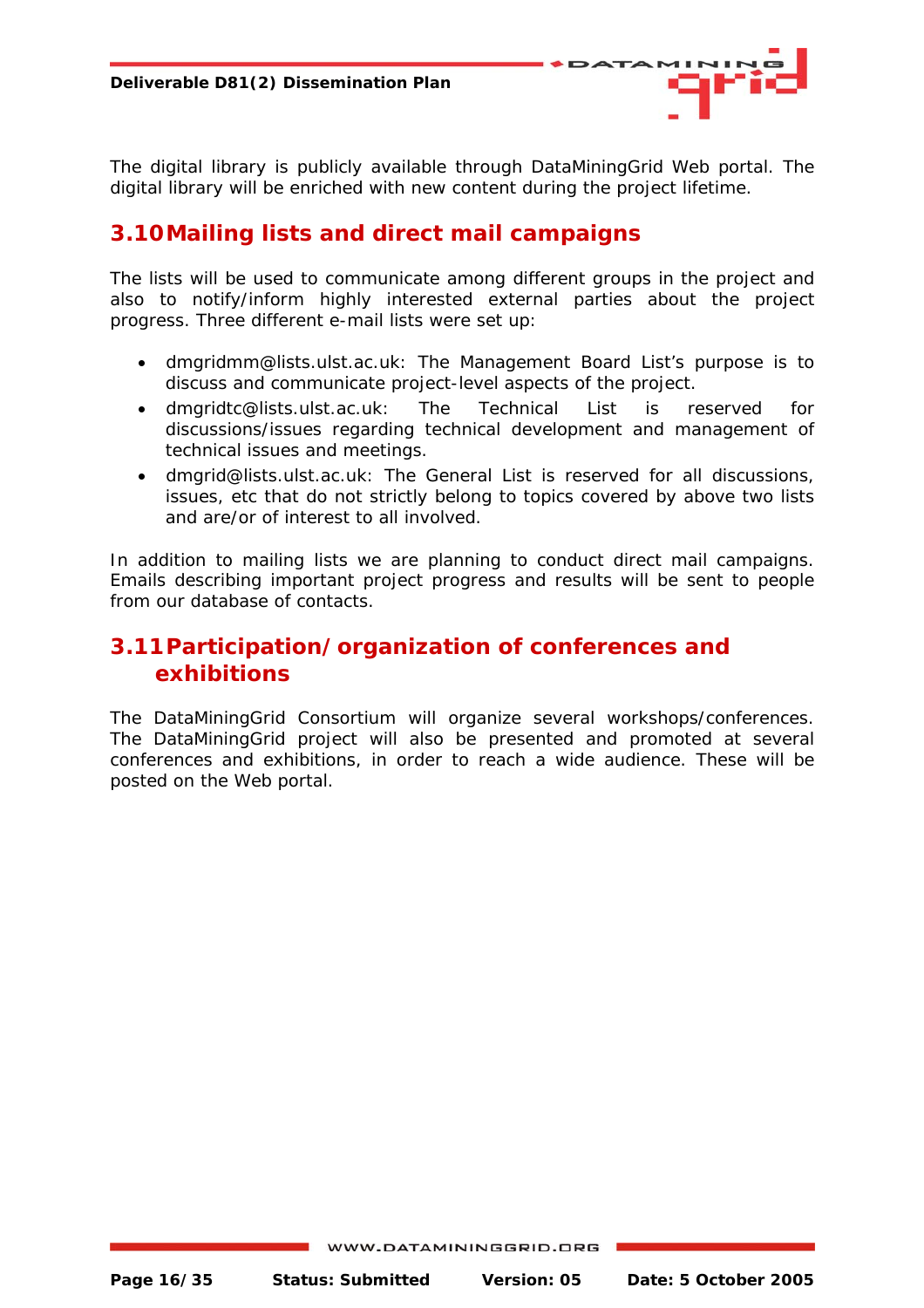The digital library is publicly available through DataMiningGrid Web portal. The digital library will be enriched with new content during the project lifetime.

## 3.10 Mailing lists and direct mail campaigns

The lists will be used to communicate among different groups in the project and also to notify/inform highly interested external parties about the project progress. Three different e-mail lists were set up:

- dmgridmm@lists.ulst.ac.uk: The Management Board List's purpose is to discuss and communicate project-level aspects of the project.
- dmgridtc@lists.ulst.ac.uk: The Technical List is reserved for discussions/issues regarding technical development and management of technical issues and meetings.
- dmgrid@lists.ulst.ac.uk: The General List is reserved for all discussions, issues, etc that do not strictly belong to topics covered by above two lists and are/or of interest to all involved.

In addition to mailing lists we are planning to conduct direct mail campaigns. Emails describing important project progress and results will be sent to people from our database of contacts.

## 3.11 Participation/organization of conferences and exhibitions

The DataMiningGrid Consortium will organize several workshops/conferences. The DataMiningGrid project will also be presented and promoted at several conferences and exhibitions, in order to reach a wide audience. These will be posted on the Web portal.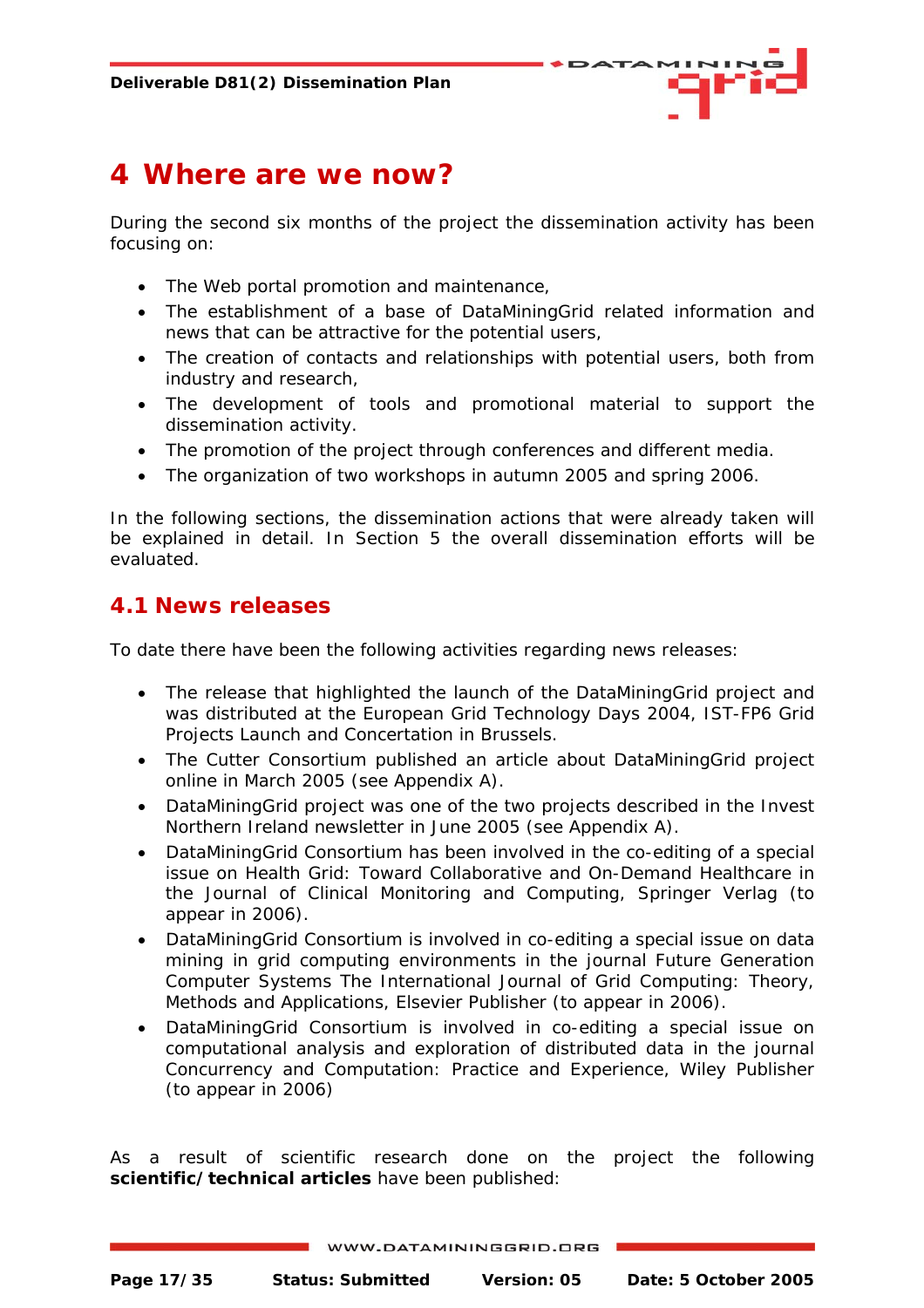# 4 Where are we now?

During the second six months of the project the dissemination activity has been focusing on:

- The Web portal promotion and maintenance,
- The establishment of a base of DataMiningGrid related information and news that can be attractive for the potential users,
- The creation of contacts and relationships with potential users, both from industry and research,
- The development of tools and promotional material to support the dissemination activity.
- The promotion of the project through conferences and different media.
- The organization of two workshops in autumn 2005 and spring 2006.

In the following sections, the dissemination actions that were already taken will be explained in detail. In Section 5 the overall dissemination efforts will be evaluated.

## 4.1 News releases

To date there have been the following activities regarding news releases:

- The release that highlighted the launch of the DataMiningGrid project and was distributed at the European Grid Technology Days 2004, IST-FP6 Grid Projects Launch and Concertation in Brussels.
- The Cutter Consortium published an article about DataMiningGrid project online in March 2005 (see Appendix A).
- DataMiningGrid project was one of the two projects described in the Invest Northern Ireland newsletter in June 2005 (see Appendix A).
- DataMiningGrid Consortium has been involved in the co-editing of a special issue on Health Grid: Toward Collaborative and On-Demand Healthcare in the Journal of Clinical Monitoring and Computing, Springer Verlag (to appear in 2006).
- DataMiningGrid Consortium is involved in co-editing a special issue on data mining in grid computing environments in the journal Future Generation Computer Systems The International Journal of Grid Computing: Theory, Methods and Applications, Elsevier Publisher (to appear in 2006).
- DataMiningGrid Consortium is involved in co-editing a special issue on computational analysis and exploration of distributed data in the journal Concurrency and Computation: Practice and Experience, Wiley Publisher (to appear in 2006)

As a result of scientific research done on the project the following **scientific/technical articles** have been published: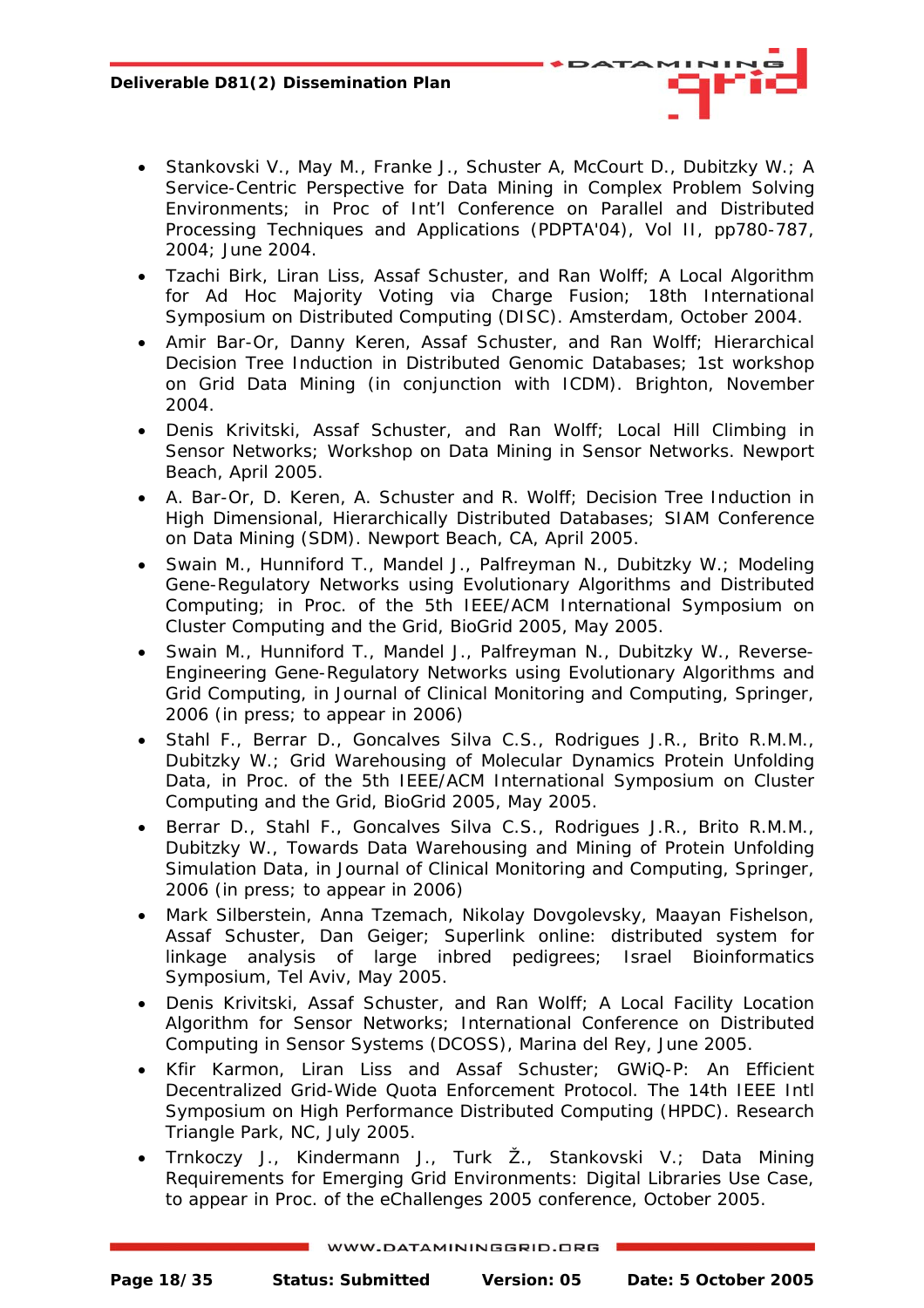- Stankovski V., May M., Franke J., Schuster A, McCourt D., Dubitzky W.; A Service-Centric Perspective for Data Mining in Complex Problem Solving Environments; in Proc of Int'l Conference on Parallel and Distributed Processing Techniques and Applications (PDPTA'04), Vol II, pp780-787, 2004; June 2004.
- Tzachi Birk, Liran Liss, Assaf Schuster, and Ran Wolff; A Local Algorithm for Ad Hoc Majority Voting via Charge Fusion; 18th International Symposium on Distributed Computing (DISC). Amsterdam, October 2004.
- Amir Bar-Or, Danny Keren, Assaf Schuster, and Ran Wolff; Hierarchical Decision Tree Induction in Distributed Genomic Databases; 1st workshop on Grid Data Mining (in conjunction with ICDM). Brighton, November 2004.
- Denis Krivitski, Assaf Schuster, and Ran Wolff; Local Hill Climbing in Sensor Networks; Workshop on Data Mining in Sensor Networks. Newport Beach, April 2005.
- A. Bar-Or, D. Keren, A. Schuster and R. Wolff; Decision Tree Induction in High Dimensional, Hierarchically Distributed Databases; SIAM Conference on Data Mining (SDM). Newport Beach, CA, April 2005.
- Swain M., Hunniford T., Mandel J., Palfreyman N., Dubitzky W.; Modeling Gene-Regulatory Networks using Evolutionary Algorithms and Distributed Computing; in Proc. of the 5th IEEE/ACM International Symposium on Cluster Computing and the Grid, BioGrid 2005, May 2005.
- Swain M., Hunniford T., Mandel J., Palfreyman N., Dubitzky W., Reverse-Engineering Gene-Regulatory Networks using Evolutionary Algorithms and Grid Computing, in Journal of Clinical Monitoring and Computing, Springer, 2006 (in press; to appear in 2006)
- Stahl F., Berrar D., Goncalves Silva C.S., Rodrigues J.R., Brito R.M.M., Dubitzky W.; Grid Warehousing of Molecular Dynamics Protein Unfolding Data, in Proc. of the 5th IEEE/ACM International Symposium on Cluster Computing and the Grid, BioGrid 2005, May 2005.
- Berrar D., Stahl F., Goncalves Silva C.S., Rodrigues J.R., Brito R.M.M., Dubitzky W., Towards Data Warehousing and Mining of Protein Unfolding Simulation Data, in Journal of Clinical Monitoring and Computing, Springer, 2006 (in press; to appear in 2006)
- Mark Silberstein, Anna Tzemach, Nikolay Dovgolevsky, Maayan Fishelson, Assaf Schuster, Dan Geiger; Superlink online: distributed system for linkage analysis of large inbred pedigrees; Israel Bioinformatics Symposium, Tel Aviv, May 2005.
- Denis Krivitski, Assaf Schuster, and Ran Wolff; A Local Facility Location Algorithm for Sensor Networks; International Conference on Distributed Computing in Sensor Systems (DCOSS), Marina del Rey, June 2005.
- Kfir Karmon, Liran Liss and Assaf Schuster; GWiQ-P: An Efficient Decentralized Grid-Wide Quota Enforcement Protocol. The 14th IEEE Intl Symposium on High Performance Distributed Computing (HPDC). Research Triangle Park, NC, July 2005.
- Trnkoczy J., Kindermann J., Turk Ž., Stankovski V.; Data Mining Requirements for Emerging Grid Environments: Digital Libraries Use Case, to appear in Proc. of the eChallenges 2005 conference, October 2005.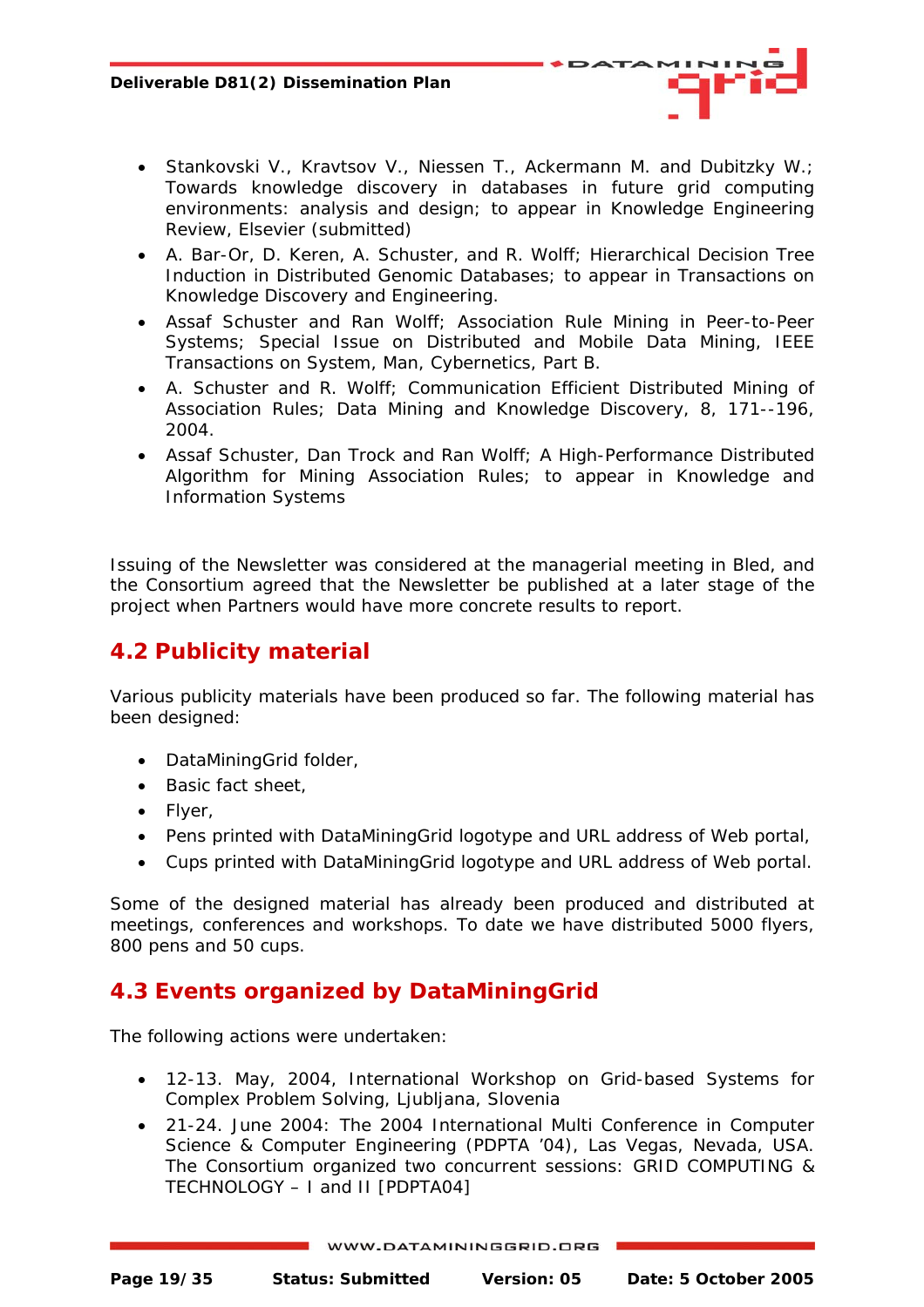- Stankovski V., Kravtsov V., Niessen T., Ackermann M. and Dubitzky W.; Towards knowledge discovery in databases in future grid computing environments: analysis and design; to appear in Knowledge Engineering Review, Elsevier (submitted)
- A. Bar-Or, D. Keren, A. Schuster, and R. Wolff; Hierarchical Decision Tree Induction in Distributed Genomic Databases; to appear in Transactions on Knowledge Discovery and Engineering.
- Assaf Schuster and Ran Wolff; Association Rule Mining in Peer-to-Peer Systems; Special Issue on Distributed and Mobile Data Mining, IEEE Transactions on System, Man, Cybernetics, Part B.
- A. Schuster and R. Wolff; Communication Efficient Distributed Mining of Association Rules; Data Mining and Knowledge Discovery, 8, 171--196, 2004.
- Assaf Schuster, Dan Trock and Ran Wolff; A High-Performance Distributed Algorithm for Mining Association Rules; to appear in Knowledge and Information Systems

Issuing of the Newsletter was considered at the managerial meeting in Bled, and the Consortium agreed that the Newsletter be published at a later stage of the project when Partners would have more concrete results to report.

## 4.2 Publicity material

Various publicity materials have been produced so far. The following material has been designed:

- DataMiningGrid folder,
- Basic fact sheet,
- Flyer,
- Pens printed with DataMiningGrid logotype and URL address of Web portal,
- Cups printed with DataMiningGrid logotype and URL address of Web portal.

Some of the designed material has already been produced and distributed at meetings, conferences and workshops. To date we have distributed 5000 flyers, 800 pens and 50 cups.

## 4.3 Events organized by DataMiningGrid

The following actions were undertaken:

- 12-13. May, 2004, International Workshop on Grid-based Systems for Complex Problem Solving, Ljubljana, Slovenia
- 21-24. June 2004: The 2004 International Multi Conference in Computer Science & Computer Engineering (PDPTA '04), Las Vegas, Nevada, USA. The Consortium organized two concurrent sessions: GRID COMPUTING & TECHNOLOGY – I and II [PDPTA04]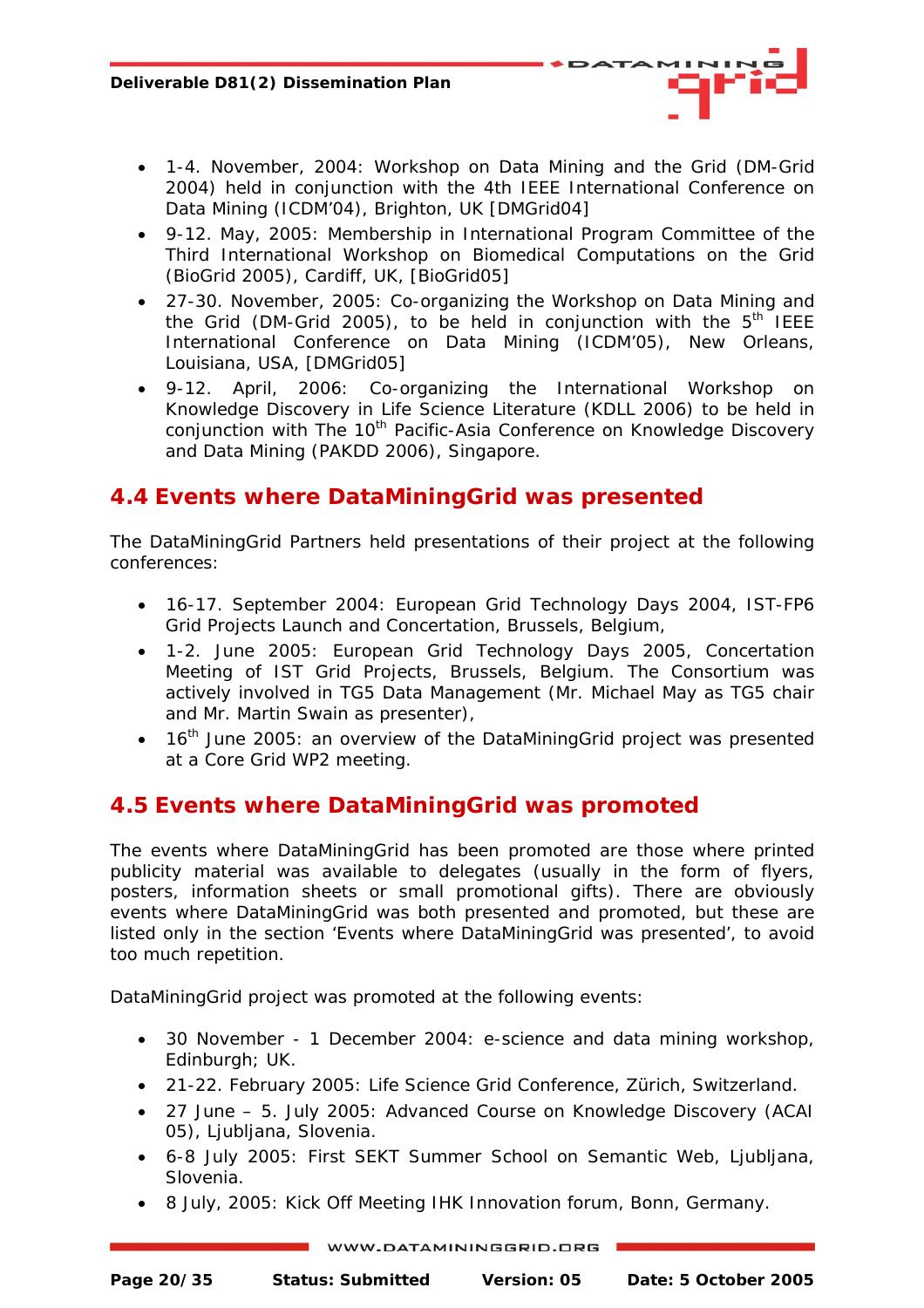- 1-4. November, 2004: Workshop on Data Mining and the Grid (DM-Grid 2004) held in conjunction with the 4th IEEE International Conference on Data Mining (ICDM'04), Brighton, UK [DMGrid04]
- 9-12. May, 2005: Membership in International Program Committee of the Third International Workshop on Biomedical Computations on the Grid (BioGrid 2005), Cardiff, UK, [BioGrid05]
- 27-30. November, 2005: Co-organizing the Workshop on Data Mining and the Grid (DM-Grid 2005), to be held in conjunction with the 5th IEEE International Conference on Data Mining (ICDM'05), New Orleans, Louisiana, USA, [DMGrid05]
- 9-12. April, 2006: Co-organizing the International Workshop on Knowledge Discovery in Life Science Literature (KDLL 2006) to be held in conjunction with The 10th Pacific-Asia Conference on Knowledge Discovery and Data Mining (PAKDD 2006), Singapore.

## 4.4 Events where DataMiningGrid was presented

The DataMiningGrid Partners held presentations of their project at the following conferences:

- 16-17. September 2004: European Grid Technology Days 2004, IST-FP6 Grid Projects Launch and Concertation, Brussels, Belgium,
- 1-2. June 2005: European Grid Technology Days 2005, Concertation Meeting of IST Grid Projects, Brussels, Belgium. The Consortium was actively involved in TG5 Data Management (Mr. Michael May as TG5 chair and Mr. Martin Swain as presenter),
- 16th June 2005: an overview of the DataMiningGrid project was presented at a Core Grid WP2 meeting.

## 4.5 Events where DataMiningGrid was promoted

The events where DataMiningGrid has been promoted are those where printed publicity material was available to delegates (usually in the form of flyers, posters, information sheets or small promotional gifts). There are obviously events where DataMiningGrid was both presented and promoted, but these are listed only in the section 'Events where DataMiningGrid was presented', to avoid too much repetition.

DataMiningGrid project was promoted at the following events:

- 30 November - 1 December 2004: e-science and data mining workshop, Edinburgh; UK.
- 21-22. February 2005: Life Science Grid Conference, Zürich, Switzerland.
- 27 June – 5. July 2005: Advanced Course on Knowledge Discovery (ACAI 05), Ljubljana, Slovenia.
- 6-8 July 2005: First SEKT Summer School on Semantic Web, Ljubljana, Slovenia.
- 8 July, 2005: Kick Off Meeting IHK Innovation forum, Bonn, Germany.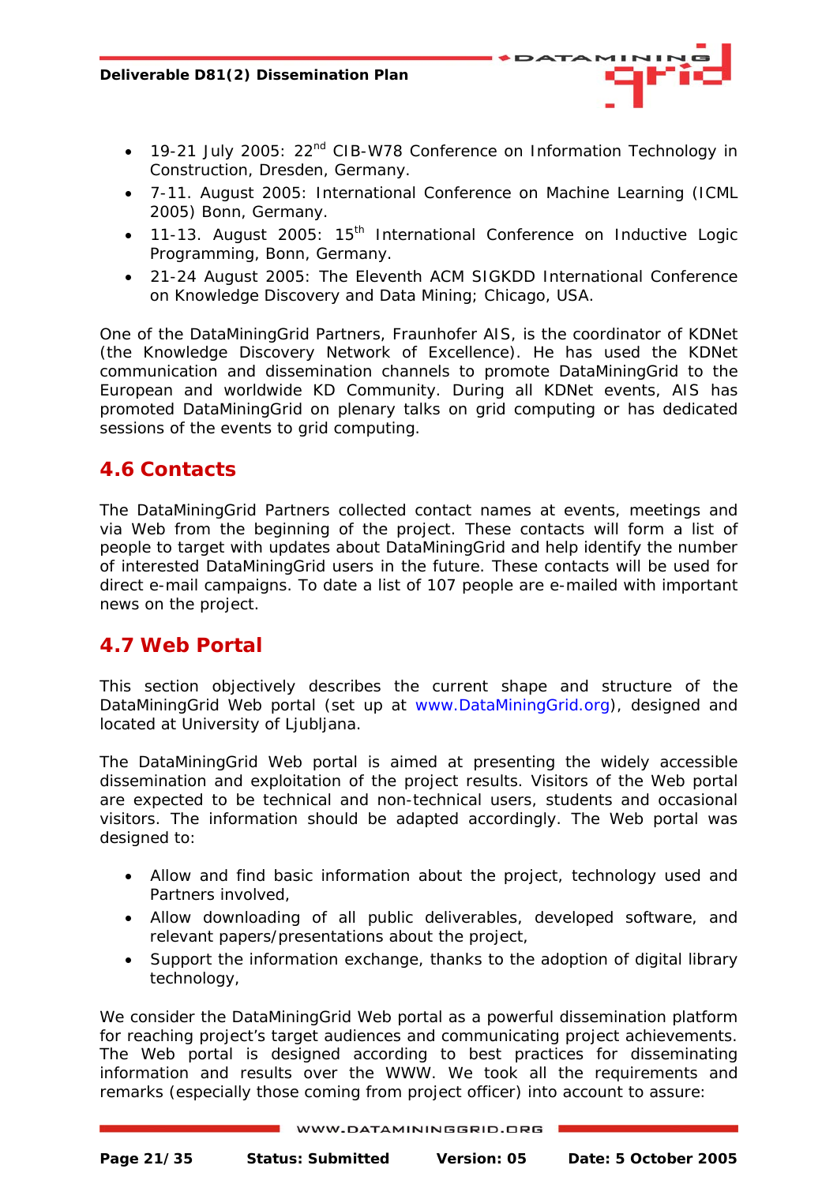- 19-21 July 2005: 22nd CIB-W78 Conference on Information Technology in Construction, Dresden, Germany.
- 7-11. August 2005: International Conference on Machine Learning (ICML 2005) Bonn, Germany.
- 11-13. August 2005: 15th International Conference on Inductive Logic Programming, Bonn, Germany.
- 21-24 August 2005: The Eleventh ACM SIGKDD International Conference on Knowledge Discovery and Data Mining; Chicago, USA.

One of the DataMiningGrid Partners, Fraunhofer AIS, is the coordinator of KDNet (the Knowledge Discovery Network of Excellence). He has used the KDNet communication and dissemination channels to promote DataMiningGrid to the European and worldwide KD Community. During all KDNet events, AIS has promoted DataMiningGrid on plenary talks on grid computing or has dedicated sessions of the events to grid computing.

## 4.6 Contacts

The DataMiningGrid Partners collected contact names at events, meetings and via Web from the beginning of the project. These contacts will form a list of people to target with updates about DataMiningGrid and help identify the number of interested DataMiningGrid users in the future. These contacts will be used for direct e-mail campaigns. To date a list of 107 people are e-mailed with important news on the project.

## 4.7 Web Portal

This section objectively describes the current shape and structure of the DataMiningGrid Web portal (set up at www.DataMiningGrid.org), designed and located at University of Ljubljana.

The DataMiningGrid Web portal is aimed at presenting the widely accessible dissemination and exploitation of the project results. Visitors of the Web portal are expected to be technical and non-technical users, students and occasional visitors. The information should be adapted accordingly. The Web portal was designed to:

- Allow and find basic information about the project, technology used and Partners involved,
- Allow downloading of all public deliverables, developed software, and relevant papers/presentations about the project,
- Support the information exchange, thanks to the adoption of digital library technology,

We consider the DataMiningGrid Web portal as a powerful dissemination platform for reaching project's target audiences and communicating project achievements. The Web portal is designed according to best practices for disseminating information and results over the WWW. We took all the requirements and remarks (especially those coming from project officer) into account to assure: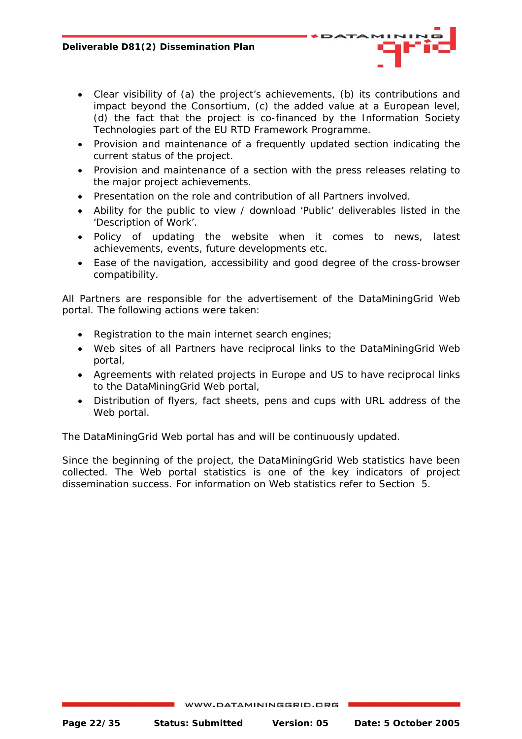- Clear visibility of (a) the project's achievements, (b) its contributions and impact beyond the Consortium, (c) the added value at a European level, (d) the fact that the project is co-financed by the Information Society Technologies part of the EU RTD Framework Programme.
- Provision and maintenance of a frequently updated section indicating the current status of the project.
- Provision and maintenance of a section with the press releases relating to the major project achievements.
- Presentation on the role and contribution of all Partners involved.
- Ability for the public to view / download 'Public' deliverables listed in the 'Description of Work'.
- Policy of updating the website when it comes to news, latest achievements, events, future developments etc.
- Ease of the navigation, accessibility and good degree of the cross-browser compatibility.

All Partners are responsible for the advertisement of the DataMiningGrid Web portal. The following actions were taken:

- Registration to the main internet search engines;
- Web sites of all Partners have reciprocal links to the DataMiningGrid Web portal,
- Agreements with related projects in Europe and US to have reciprocal links to the DataMiningGrid Web portal,
- Distribution of flyers, fact sheets, pens and cups with URL address of the Web portal.

The DataMiningGrid Web portal has and will be continuously updated.

Since the beginning of the project, the DataMiningGrid Web statistics have been collected. The Web portal statistics is one of the key indicators of project dissemination success. For information on Web statistics refer to Section 5.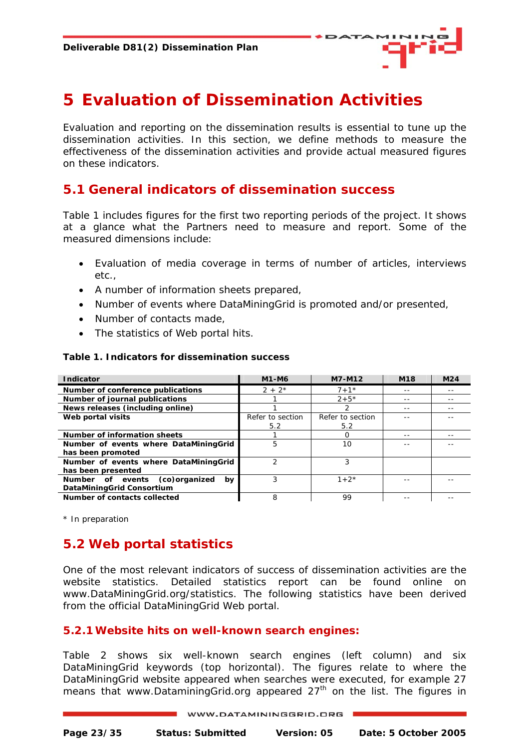# 5 Evaluation of Dissemination Activities

Evaluation and reporting on the dissemination results is essential to tune up the dissemination activities. In this section, we define methods to measure the effectiveness of the dissemination activities and provide actual measured figures on these indicators.

## 5.1 General indicators of dissemination success

Table 1 includes figures for the first two reporting periods of the project. It shows at a glance what the Partners need to measure and report. Some of the measured dimensions include:

- Evaluation of media coverage in terms of number of articles, interviews etc.,
- A number of information sheets prepared,
- Number of events where DataMiningGrid is promoted and/or presented,
- Number of contacts made,
- The statistics of Web portal hits.

**Table 1. Indicators for dissemination success**

| Indicator | M1-M6 | M7-M12 | M18 | M24 |
|---|---|---|---|---|
| **Number of conference publications** | 2 + 2* | 7+1* | -- | -- |
| **Number of journal publications** | 1 | 2+5* | -- | -- |
| **News releases (including online)** | 1 | 2 | -- | -- |
| **Web portal visits** | Refer to section 5.2 | Refer to section 5.2 | -- | -- |
| **Number of information sheets** | 1 | 0 | -- | -- |
| **Number of events where DataMiningGrid has been promoted** | 5 | 10 | -- | -- |
| **Number of events where DataMiningGrid has been presented** | 2 | 3 | | |
| **Number of events (co)organized by DataMiningGrid Consortium** | 3 | 1+2* | -- | -- |
| **Number of contacts collected** | 8 | 99 | -- | -- |

\* In preparation

## 5.2 Web portal statistics

One of the most relevant indicators of success of dissemination activities are the website statistics. Detailed statistics report can be found online on www.DataMiningGrid.org/statistics. The following statistics have been derived from the official DataMiningGrid Web portal.

### 5.2.1 Website hits on well-known search engines:

Table 2 shows six well-known search engines (left column) and six DataMiningGrid keywords (top horizontal). The figures relate to where the DataMiningGrid website appeared when searches were executed, for example 27 means that www.DataminingGrid.org appeared 27th on the list. The figures in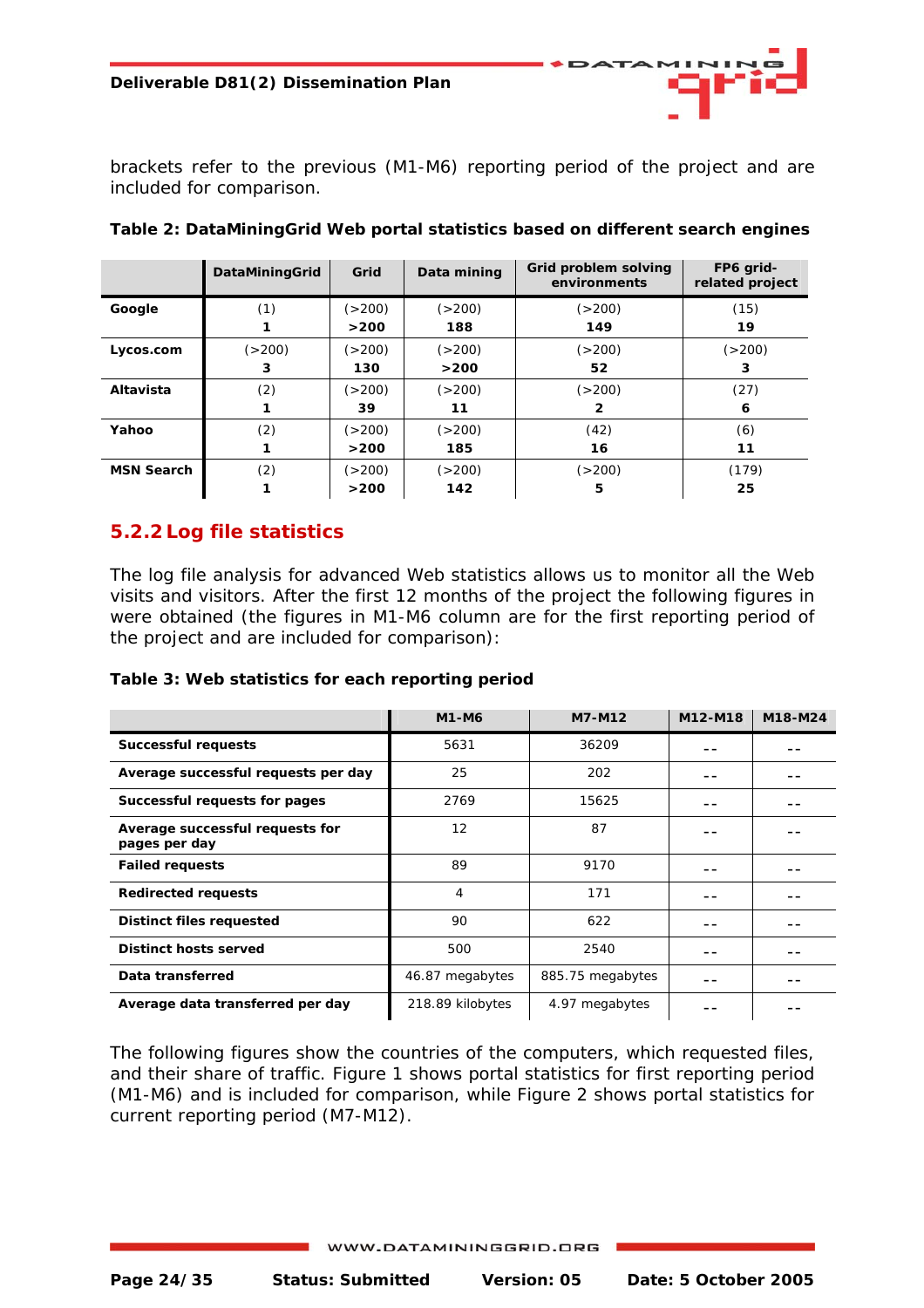brackets refer to the previous (M1-M6) reporting period of the project and are included for comparison.

**Table 2: DataMiningGrid Web portal statistics based on different search engines**

| | DataMiningGrid | Grid | Data mining | Grid problem solving environments | FP6 grid-related project |
|---|---|---|---|---|---|
| **Google** | (1) **1** | (>200) **>200** | (>200) **188** | (>200) **149** | (15) **19** |
| **Lycos.com** | (>200) **3** | (>200) **130** | (>200) **>200** | (>200) **52** | (>200) **3** |
| **Altavista** | (2) **1** | (>200) **39** | (>200) **11** | (>200) **2** | (27) **6** |
| **Yahoo** | (2) **1** | (>200) **>200** | (>200) **185** | (42) **16** | (6) **11** |
| **MSN Search** | (2) **1** | (>200) **>200** | (>200) **142** | (>200) **5** | (179) **25** |

### 5.2.2 Log file statistics

The log file analysis for advanced Web statistics allows us to monitor all the Web visits and visitors. After the first 12 months of the project the following figures in were obtained (the figures in M1-M6 column are for the first reporting period of the project and are included for comparison):

**Table 3: Web statistics for each reporting period**

| | M1-M6 | M7-M12 | M12-M18 | M18-M24 |
|---|---|---|---|---|
| **Successful requests** | 5631 | 36209 | -- | -- |
| **Average successful requests per day** | 25 | 202 | -- | -- |
| **Successful requests for pages** | 2769 | 15625 | -- | -- |
| **Average successful requests for pages per day** | 12 | 87 | -- | -- |
| **Failed requests** | 89 | 9170 | -- | -- |
| **Redirected requests** | 4 | 171 | -- | -- |
| **Distinct files requested** | 90 | 622 | -- | -- |
| **Distinct hosts served** | 500 | 2540 | -- | -- |
| **Data transferred** | 46.87 megabytes | 885.75 megabytes | -- | -- |
| **Average data transferred per day** | 218.89 kilobytes | 4.97 megabytes | -- | -- |

The following figures show the countries of the computers, which requested files, and their share of traffic. Figure 1 shows portal statistics for first reporting period (M1-M6) and is included for comparison, while Figure 2 shows portal statistics for current reporting period (M7-M12).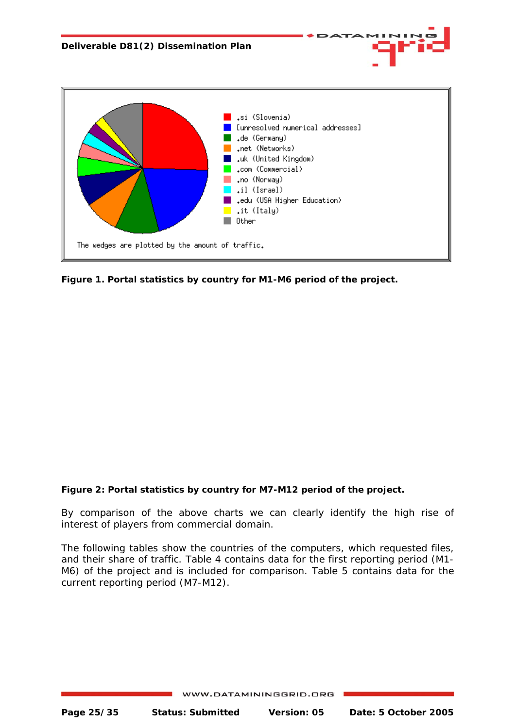Figure 1. Portal statistics by country for M1-M6 period of the project.

**Figure 2: Portal statistics by country for M7-M12 period of the project.**

By comparison of the above charts we can clearly identify the high rise of interest of players from commercial domain.

The following tables show the countries of the computers, which requested files, and their share of traffic. Table 4 contains data for the first reporting period (M1-M6) of the project and is included for comparison. Table 5 contains data for the current reporting period (M7-M12).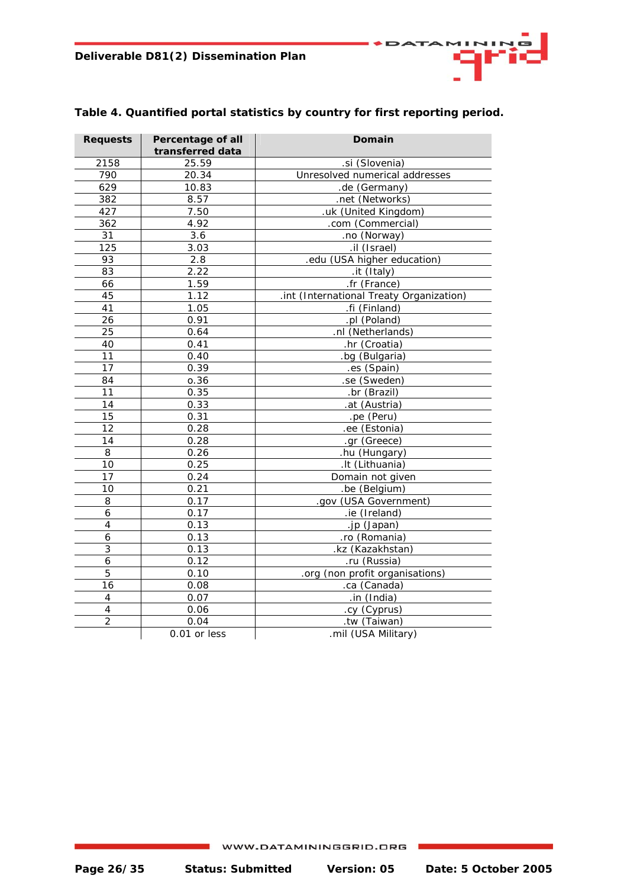**Table 4. Quantified portal statistics by country for first reporting period.**

| Requests | Percentage of all transferred data | Domain |
|---|---|---|
| 2158 | 25.59 | .si (Slovenia) |
| 790 | 20.34 | Unresolved numerical addresses |
| 629 | 10.83 | .de (Germany) |
| 382 | 8.57 | .net (Networks) |
| 427 | 7.50 | .uk (United Kingdom) |
| 362 | 4.92 | .com (Commercial) |
| 31 | 3.6 | .no (Norway) |
| 125 | 3.03 | .il (Israel) |
| 93 | 2.8 | .edu (USA higher education) |
| 83 | 2.22 | .it (Italy) |
| 66 | 1.59 | .fr (France) |
| 45 | 1.12 | .int (International Treaty Organization) |
| 41 | 1.05 | .fi (Finland) |
| 26 | 0.91 | .pl (Poland) |
| 25 | 0.64 | .nl (Netherlands) |
| 40 | 0.41 | .hr (Croatia) |
| 11 | 0.40 | .bg (Bulgaria) |
| 17 | 0.39 | .es (Spain) |
| 84 | o.36 | .se (Sweden) |
| 11 | 0.35 | .br (Brazil) |
| 14 | 0.33 | .at (Austria) |
| 15 | 0.31 | .pe (Peru) |
| 12 | 0.28 | .ee (Estonia) |
| 14 | 0.28 | .gr (Greece) |
| 8 | 0.26 | .hu (Hungary) |
| 10 | 0.25 | .lt (Lithuania) |
| 17 | 0.24 | Domain not given |
| 10 | 0.21 | .be (Belgium) |
| 8 | 0.17 | .gov (USA Government) |
| 6 | 0.17 | .ie (Ireland) |
| 4 | 0.13 | .jp (Japan) |
| 6 | 0.13 | .ro (Romania) |
| 3 | 0.13 | .kz (Kazakhstan) |
| 6 | 0.12 | .ru (Russia) |
| 5 | 0.10 | .org (non profit organisations) |
| 16 | 0.08 | .ca (Canada) |
| 4 | 0.07 | .in (India) |
| 4 | 0.06 | .cy (Cyprus) |
| 2 | 0.04 | .tw (Taiwan) |
| | 0.01 or less | .mil (USA Military) |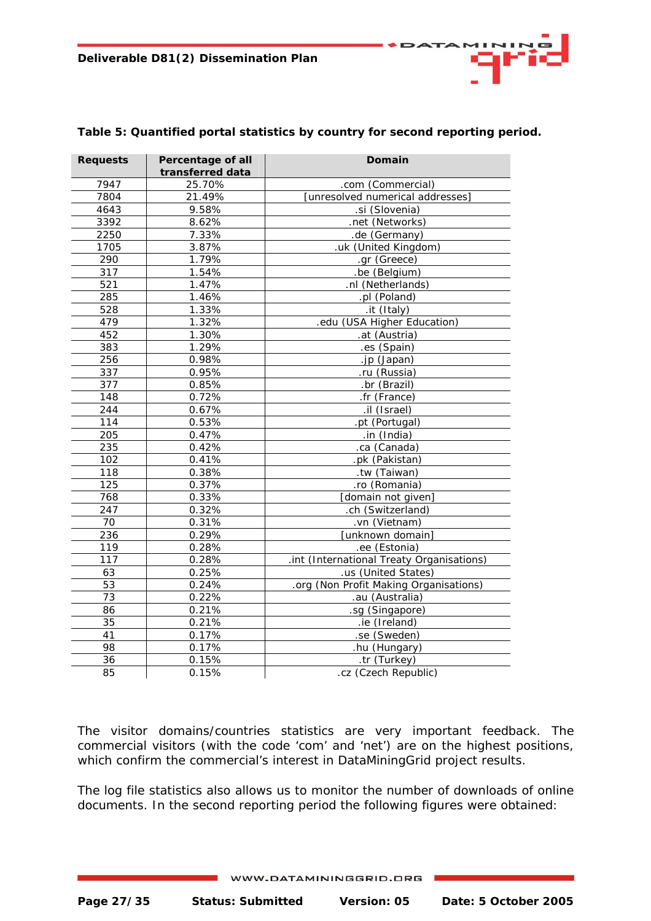**Table 5: Quantified portal statistics by country for second reporting period.**

| Requests | Percentage of all transferred data | Domain |
|---|---|---|
| 7947 | 25.70% | .com (Commercial) |
| 7804 | 21.49% | [unresolved numerical addresses] |
| 4643 | 9.58% | .si (Slovenia) |
| 3392 | 8.62% | .net (Networks) |
| 2250 | 7.33% | .de (Germany) |
| 1705 | 3.87% | .uk (United Kingdom) |
| 290 | 1.79% | .gr (Greece) |
| 317 | 1.54% | .be (Belgium) |
| 521 | 1.47% | .nl (Netherlands) |
| 285 | 1.46% | .pl (Poland) |
| 528 | 1.33% | .it (Italy) |
| 479 | 1.32% | .edu (USA Higher Education) |
| 452 | 1.30% | .at (Austria) |
| 383 | 1.29% | .es (Spain) |
| 256 | 0.98% | .jp (Japan) |
| 337 | 0.95% | .ru (Russia) |
| 377 | 0.85% | .br (Brazil) |
| 148 | 0.72% | .fr (France) |
| 244 | 0.67% | .il (Israel) |
| 114 | 0.53% | .pt (Portugal) |
| 205 | 0.47% | .in (India) |
| 235 | 0.42% | .ca (Canada) |
| 102 | 0.41% | .pk (Pakistan) |
| 118 | 0.38% | .tw (Taiwan) |
| 125 | 0.37% | .ro (Romania) |
| 768 | 0.33% | [domain not given] |
| 247 | 0.32% | .ch (Switzerland) |
| 70 | 0.31% | .vn (Vietnam) |
| 236 | 0.29% | [unknown domain] |
| 119 | 0.28% | .ee (Estonia) |
| 117 | 0.28% | .int (International Treaty Organisations) |
| 63 | 0.25% | .us (United States) |
| 53 | 0.24% | .org (Non Profit Making Organisations) |
| 73 | 0.22% | .au (Australia) |
| 86 | 0.21% | .sg (Singapore) |
| 35 | 0.21% | .ie (Ireland) |
| 41 | 0.17% | .se (Sweden) |
| 98 | 0.17% | .hu (Hungary) |
| 36 | 0.15% | .tr (Turkey) |
| 85 | 0.15% | .cz (Czech Republic) |

The visitor domains/countries statistics are very important feedback. The commercial visitors (with the code 'com' and 'net') are on the highest positions, which confirm the commercial's interest in DataMiningGrid project results.

The log file statistics also allows us to monitor the number of downloads of online documents. In the second reporting period the following figures were obtained: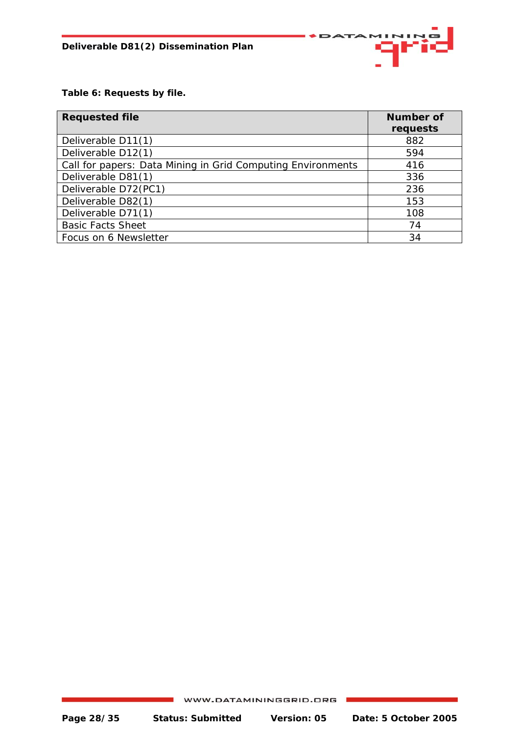**Table 6: Requests by file.**

| Requested file | Number of requests |
|---|---|
| Deliverable D11(1) | 882 |
| Deliverable D12(1) | 594 |
| Call for papers: Data Mining in Grid Computing Environments | 416 |
| Deliverable D81(1) | 336 |
| Deliverable D72(PC1) | 236 |
| Deliverable D82(1) | 153 |
| Deliverable D71(1) | 108 |
| Basic Facts Sheet | 74 |
| Focus on 6 Newsletter | 34 |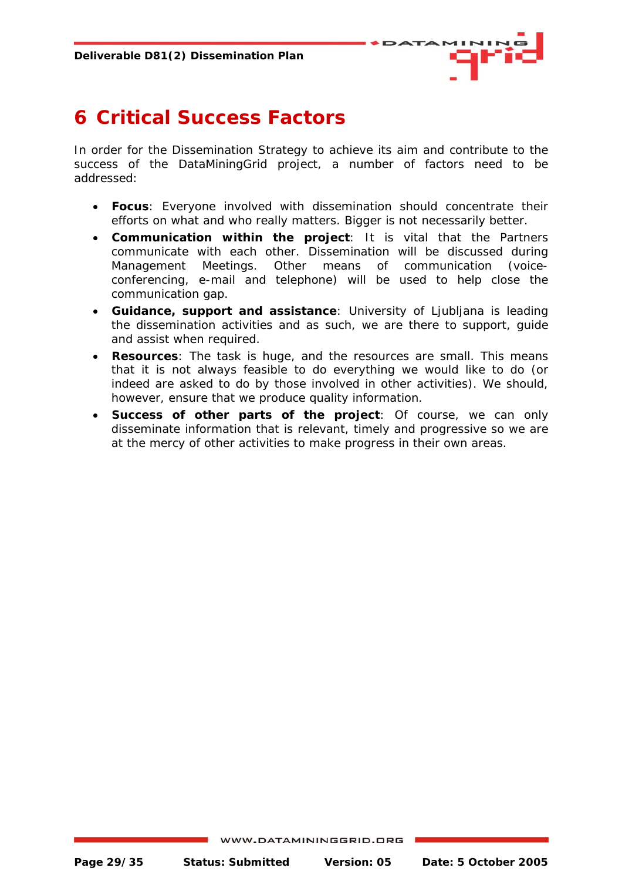# 6 Critical Success Factors

In order for the Dissemination Strategy to achieve its aim and contribute to the success of the DataMiningGrid project, a number of factors need to be addressed:

- **Focus**: Everyone involved with dissemination should concentrate their efforts on what and who really matters. Bigger is not necessarily better.
- **Communication within the project**: It is vital that the Partners communicate with each other. Dissemination will be discussed during Management Meetings. Other means of communication (voice-conferencing, e-mail and telephone) will be used to help close the communication gap.
- **Guidance, support and assistance**: University of Ljubljana is leading the dissemination activities and as such, we are there to support, guide and assist when required.
- **Resources**: The task is huge, and the resources are small. This means that it is not always feasible to do everything we would like to do (or indeed are asked to do by those involved in other activities). We should, however, ensure that we produce quality information.
- **Success of other parts of the project**: Of course, we can only disseminate information that is relevant, timely and progressive so we are at the mercy of other activities to make progress in their own areas.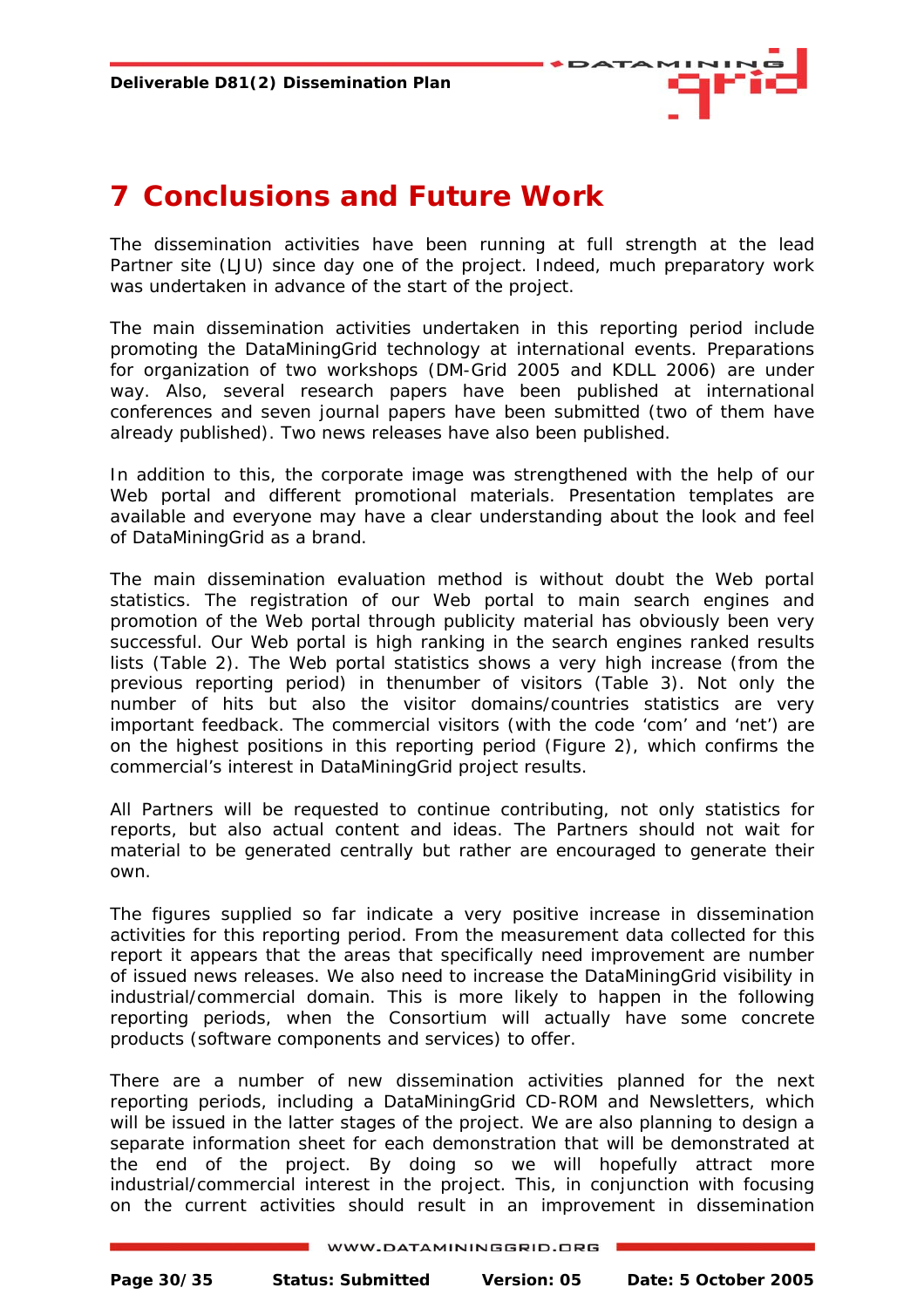# 7 Conclusions and Future Work

The dissemination activities have been running at full strength at the lead Partner site (LJU) since day one of the project. Indeed, much preparatory work was undertaken in advance of the start of the project.

The main dissemination activities undertaken in this reporting period include promoting the DataMiningGrid technology at international events. Preparations for organization of two workshops (DM-Grid 2005 and KDLL 2006) are under way. Also, several research papers have been published at international conferences and seven journal papers have been submitted (two of them have already published). Two news releases have also been published.

In addition to this, the corporate image was strengthened with the help of our Web portal and different promotional materials. Presentation templates are available and everyone may have a clear understanding about the look and feel of DataMiningGrid as a brand.

The main dissemination evaluation method is without doubt the Web portal statistics. The registration of our Web portal to main search engines and promotion of the Web portal through publicity material has obviously been very successful. Our Web portal is high ranking in the search engines ranked results lists (Table 2). The Web portal statistics shows a very high increase (from the previous reporting period) in thenumber of visitors (Table 3). Not only the number of hits but also the visitor domains/countries statistics are very important feedback. The commercial visitors (with the code 'com' and 'net') are on the highest positions in this reporting period (Figure 2), which confirms the commercial's interest in DataMiningGrid project results.

All Partners will be requested to continue contributing, not only statistics for reports, but also actual content and ideas. The Partners should not wait for material to be generated centrally but rather are encouraged to generate their own.

The figures supplied so far indicate a very positive increase in dissemination activities for this reporting period. From the measurement data collected for this report it appears that the areas that specifically need improvement are number of issued news releases. We also need to increase the DataMiningGrid visibility in industrial/commercial domain. This is more likely to happen in the following reporting periods, when the Consortium will actually have some concrete products (software components and services) to offer.

There are a number of new dissemination activities planned for the next reporting periods, including a DataMiningGrid CD-ROM and Newsletters, which will be issued in the latter stages of the project. We are also planning to design a separate information sheet for each demonstration that will be demonstrated at the end of the project. By doing so we will hopefully attract more industrial/commercial interest in the project. This, in conjunction with focusing on the current activities should result in an improvement in dissemination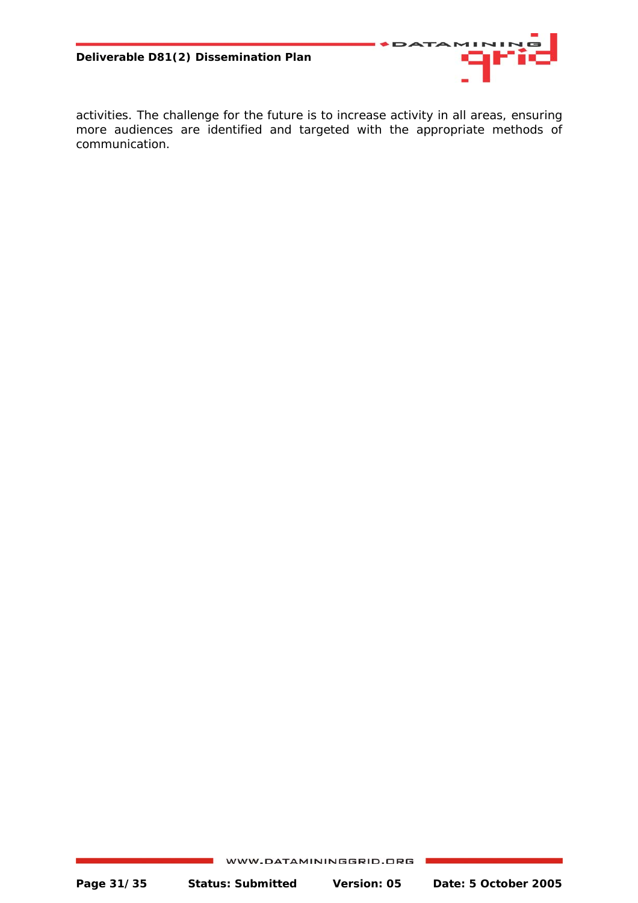activities. The challenge for the future is to increase activity in all areas, ensuring more audiences are identified and targeted with the appropriate methods of communication.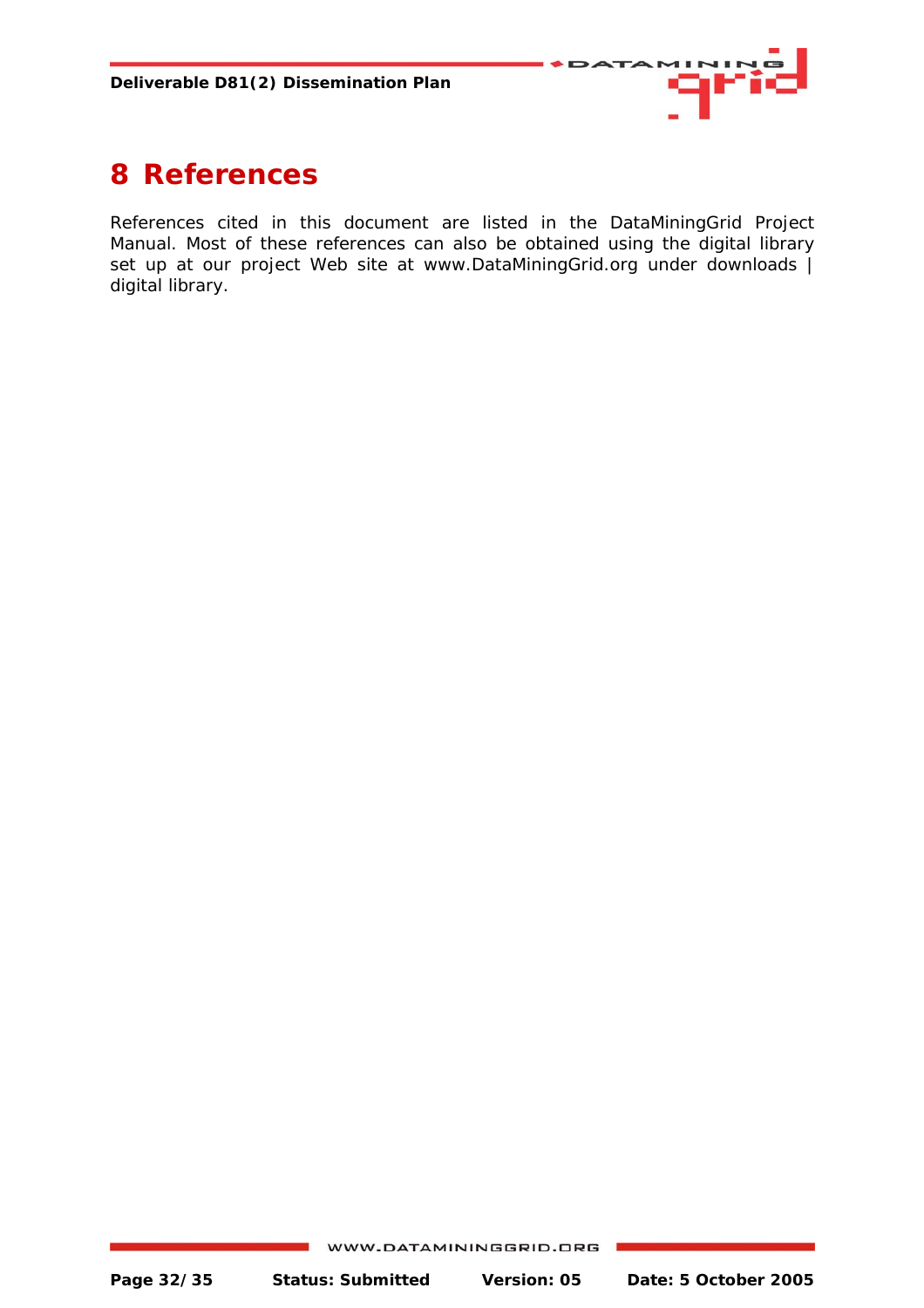# 8 References

References cited in this document are listed in the DataMiningGrid Project Manual. Most of these references can also be obtained using the digital library set up at our project Web site at www.DataMiningGrid.org under downloads | digital library.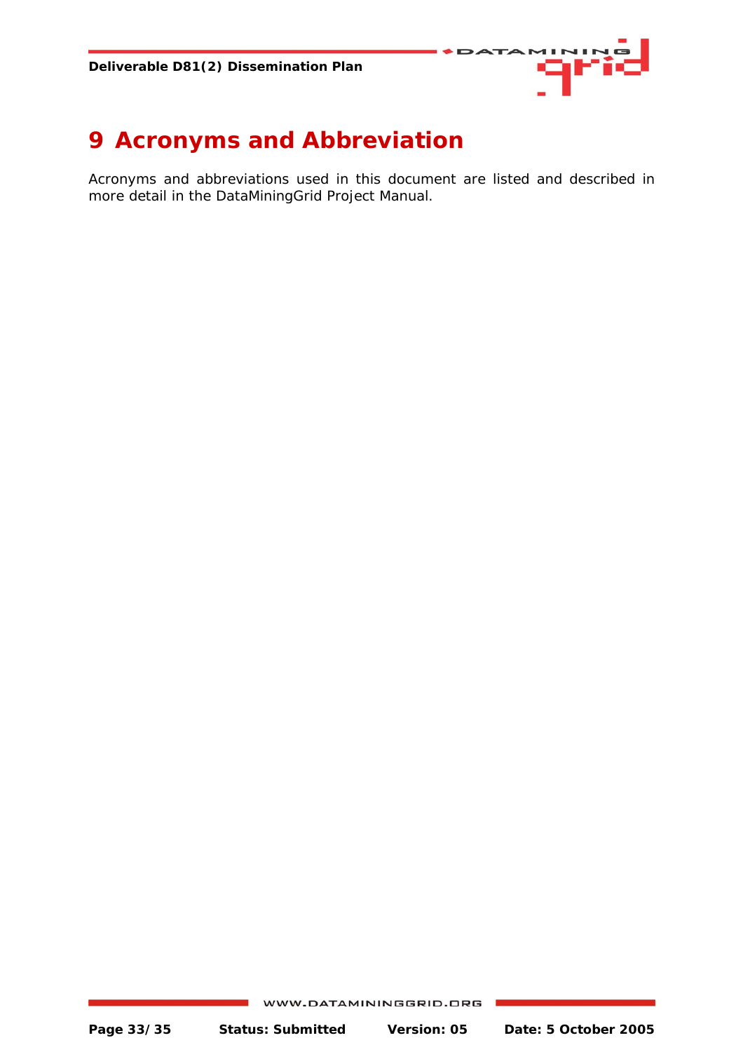# 9 Acronyms and Abbreviation

Acronyms and abbreviations used in this document are listed and described in more detail in the DataMiningGrid Project Manual.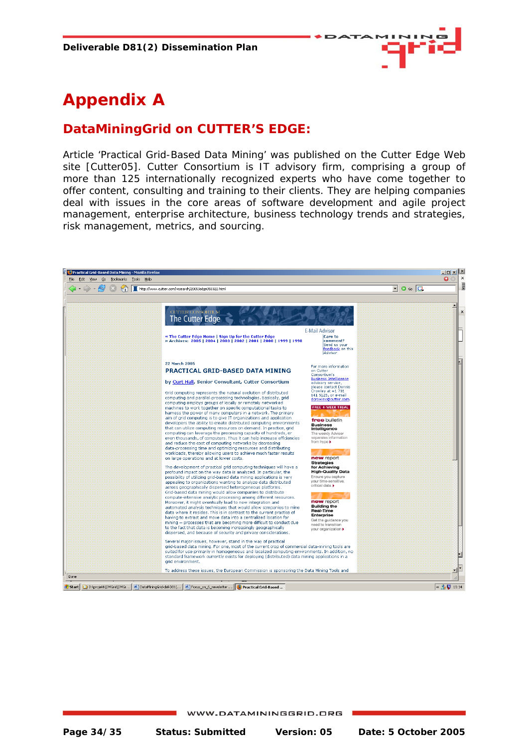# Appendix A

## DataMiningGrid on CUTTER'S EDGE:

Article 'Practical Grid-Based Data Mining' was published on the Cutter Edge Web site [Cutter05]. Cutter Consortium is IT advisory firm, comprising a group of more than 125 internationally recognized experts who have come together to offer content, consulting and training to their clients. They are helping companies deal with issues in the core areas of software development and agile project management, enterprise architecture, business technology trends and strategies, risk management, metrics, and sourcing.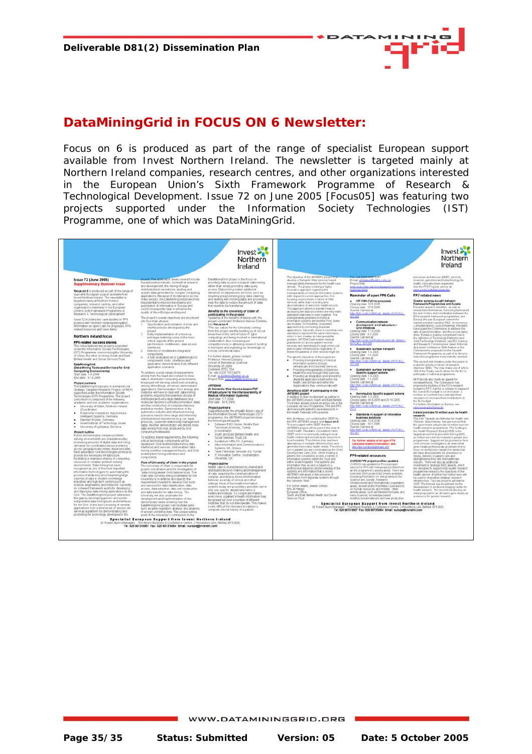## DataMiningGrid in FOCUS ON 6 Newsletter:

Focus on 6 is produced as part of the range of specialist European support available from Invest Northern Ireland. The newsletter is targeted mainly at Northern Ireland companies, research centres, and other organizations interested in the European Union's Sixth Framework Programme of Research & Technological Development. Issue 72 on June 2005 [Focus05] was featuring two projects supported under the Information Society Technologies (IST) Programme, one of which was DataMiningGrid.